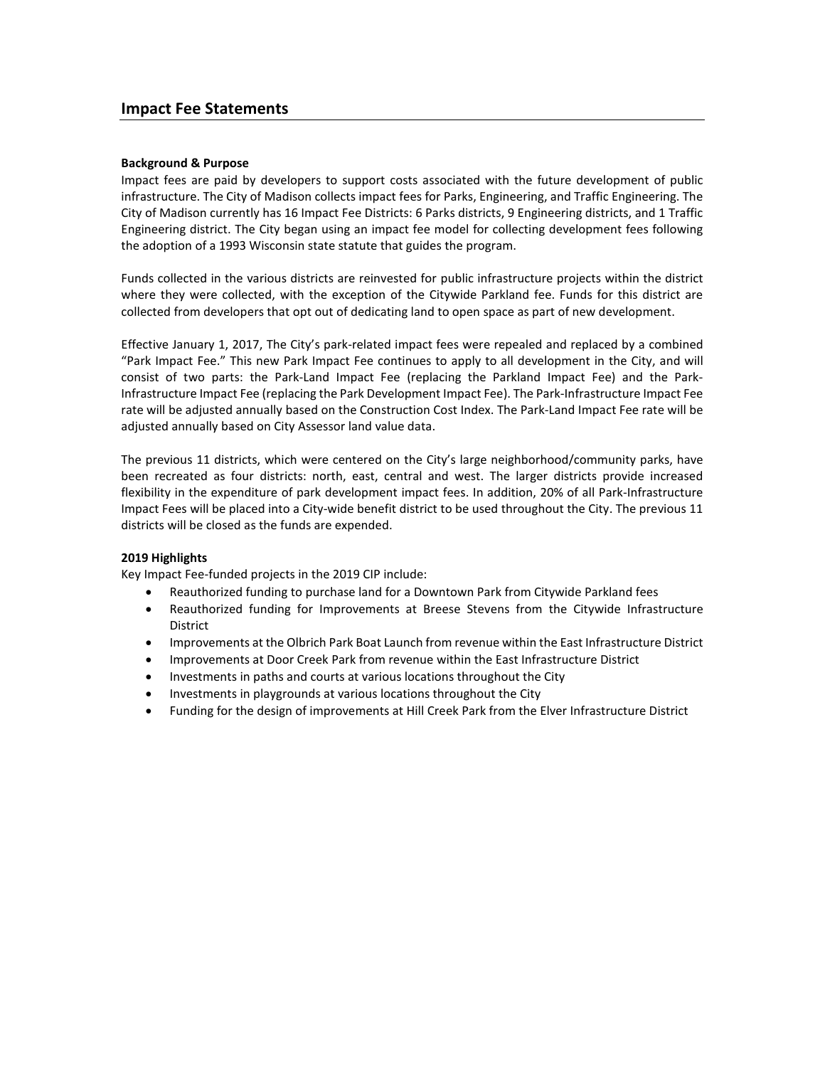# Impact Fee Statements

**Background & Purpose**

Impact fees are paid by developers to support costs associated with the future development of public infrastructure. The City of Madison collects impact fees for Parks, Engineering, and Traffic Engineering. The City of Madison currently has 16 Impact Fee Districts: 6 Parks districts, 9 Engineering districts, and 1 Traffic Engineering district. The City began using an impact fee model for collecting development fees following the adoption of a 1993 Wisconsin state statute that guides the program.

Funds collected in the various districts are reinvested for public infrastructure projects within the district where they were collected, with the exception of the Citywide Parkland fee. Funds for this district are collected from developers that opt out of dedicating land to open space as part of new development.

Effective January 1, 2017, The City's park-related impact fees were repealed and replaced by a combined "Park Impact Fee." This new Park Impact Fee continues to apply to all development in the City, and will consist of two parts: the Park-Land Impact Fee (replacing the Parkland Impact Fee) and the Park-Infrastructure Impact Fee (replacing the Park Development Impact Fee). The Park-Infrastructure Impact Fee rate will be adjusted annually based on the Construction Cost Index. The Park-Land Impact Fee rate will be adjusted annually based on City Assessor land value data.

The previous 11 districts, which were centered on the City's large neighborhood/community parks, have been recreated as four districts: north, east, central and west. The larger districts provide increased flexibility in the expenditure of park development impact fees. In addition, 20% of all Park-Infrastructure Impact Fees will be placed into a City-wide benefit district to be used throughout the City. The previous 11 districts will be closed as the funds are expended.

**2019 Highlights**

Key Impact Fee-funded projects in the 2019 CIP include:

- Reauthorized funding to purchase land for a Downtown Park from Citywide Parkland fees
- Reauthorized funding for Improvements at Breese Stevens from the Citywide Infrastructure District
- Improvements at the Olbrich Park Boat Launch from revenue within the East Infrastructure District
- Improvements at Door Creek Park from revenue within the East Infrastructure District
- Investments in paths and courts at various locations throughout the City
- Investments in playgrounds at various locations throughout the City
- Funding for the design of improvements at Hill Creek Park from the Elver Infrastructure District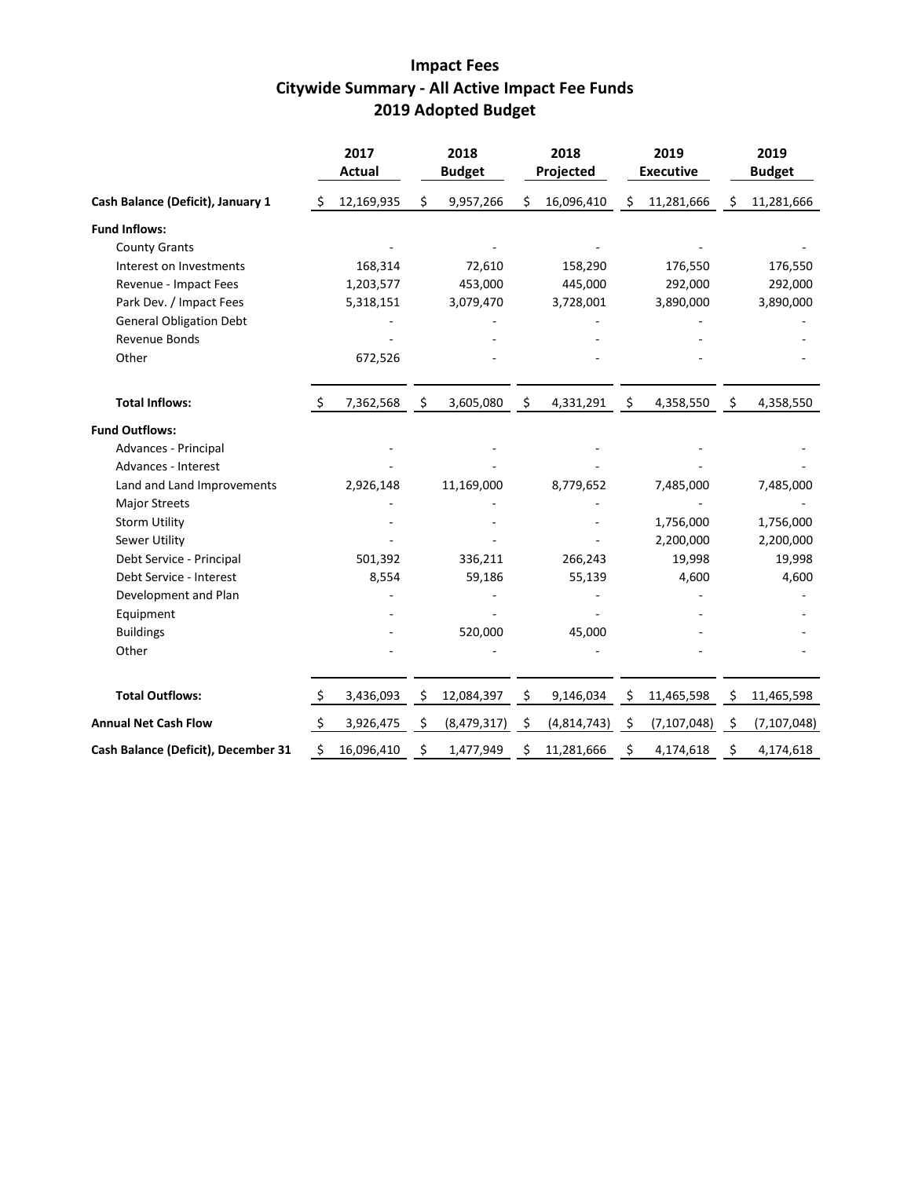# Impact Fees
## Citywide Summary - All Active Impact Fee Funds
## 2019 Adopted Budget

| | 2017 Actual | 2018 Budget | 2018 Projected | 2019 Executive | 2019 Budget |
|---|---|---|---|---|---|
| **Cash Balance (Deficit), January 1** | $ 12,169,935 | $ 9,957,266 | $ 16,096,410 | $ 11,281,666 | $ 11,281,666 |
| **Fund Inflows:** | | | | | |
| County Grants | - | - | - | - | - |
| Interest on Investments | 168,314 | 72,610 | 158,290 | 176,550 | 176,550 |
| Revenue - Impact Fees | 1,203,577 | 453,000 | 445,000 | 292,000 | 292,000 |
| Park Dev. / Impact Fees | 5,318,151 | 3,079,470 | 3,728,001 | 3,890,000 | 3,890,000 |
| General Obligation Debt | - | - | - | - | - |
| Revenue Bonds | - | - | - | - | - |
| Other | 672,526 | - | - | - | - |
| **Total Inflows:** | $ 7,362,568 | $ 3,605,080 | $ 4,331,291 | $ 4,358,550 | $ 4,358,550 |
| **Fund Outflows:** | | | | | |
| Advances - Principal | - | - | - | - | - |
| Advances - Interest | - | - | - | - | - |
| Land and Land Improvements | 2,926,148 | 11,169,000 | 8,779,652 | 7,485,000 | 7,485,000 |
| Major Streets | - | - | - | - | - |
| Storm Utility | - | - | - | 1,756,000 | 1,756,000 |
| Sewer Utility | - | - | - | 2,200,000 | 2,200,000 |
| Debt Service - Principal | 501,392 | 336,211 | 266,243 | 19,998 | 19,998 |
| Debt Service - Interest | 8,554 | 59,186 | 55,139 | 4,600 | 4,600 |
| Development and Plan | - | - | - | - | - |
| Equipment | - | - | - | - | - |
| Buildings | - | 520,000 | 45,000 | - | - |
| Other | - | - | - | - | - |
| **Total Outflows:** | $ 3,436,093 | $ 12,084,397 | $ 9,146,034 | $ 11,465,598 | $ 11,465,598 |
| **Annual Net Cash Flow** | $ 3,926,475 | $ (8,479,317) | $ (4,814,743) | $ (7,107,048) | $ (7,107,048) |
| **Cash Balance (Deficit), December 31** | $ 16,096,410 | $ 1,477,949 | $ 11,281,666 | $ 4,174,618 | $ 4,174,618 |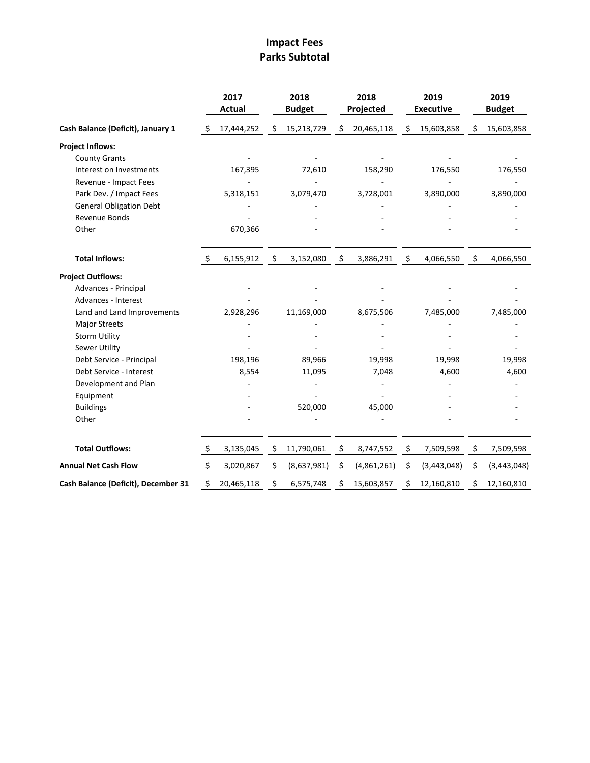# Impact Fees
## Parks Subtotal

| | 2017 Actual | 2018 Budget | 2018 Projected | 2019 Executive | 2019 Budget |
|---|---|---|---|---|---|
| **Cash Balance (Deficit), January 1** | $ 17,444,252 | $ 15,213,729 | $ 20,465,118 | $ 15,603,858 | $ 15,603,858 |
| **Project Inflows:** | | | | | |
| County Grants | - | - | - | - | - |
| Interest on Investments | 167,395 | 72,610 | 158,290 | 176,550 | 176,550 |
| Revenue - Impact Fees | - | - | - | - | - |
| Park Dev. / Impact Fees | 5,318,151 | 3,079,470 | 3,728,001 | 3,890,000 | 3,890,000 |
| General Obligation Debt | - | - | - | - | - |
| Revenue Bonds | - | - | - | - | - |
| Other | 670,366 | - | - | - | - |
| **Total Inflows:** | $ 6,155,912 | $ 3,152,080 | $ 3,886,291 | $ 4,066,550 | $ 4,066,550 |
| **Project Outflows:** | | | | | |
| Advances - Principal | - | - | - | - | - |
| Advances - Interest | - | - | - | - | - |
| Land and Land Improvements | 2,928,296 | 11,169,000 | 8,675,506 | 7,485,000 | 7,485,000 |
| Major Streets | - | - | - | - | - |
| Storm Utility | - | - | - | - | - |
| Sewer Utility | - | - | - | - | - |
| Debt Service - Principal | 198,196 | 89,966 | 19,998 | 19,998 | 19,998 |
| Debt Service - Interest | 8,554 | 11,095 | 7,048 | 4,600 | 4,600 |
| Development and Plan | - | - | - | - | - |
| Equipment | - | - | - | - | - |
| Buildings | - | 520,000 | 45,000 | - | - |
| Other | - | - | - | - | - |
| **Total Outflows:** | $ 3,135,045 | $ 11,790,061 | $ 8,747,552 | $ 7,509,598 | $ 7,509,598 |
| **Annual Net Cash Flow** | $ 3,020,867 | $ (8,637,981) | $ (4,861,261) | $ (3,443,048) | $ (3,443,048) |
| **Cash Balance (Deficit), December 31** | $ 20,465,118 | $ 6,575,748 | $ 15,603,857 | $ 12,160,810 | $ 12,160,810 |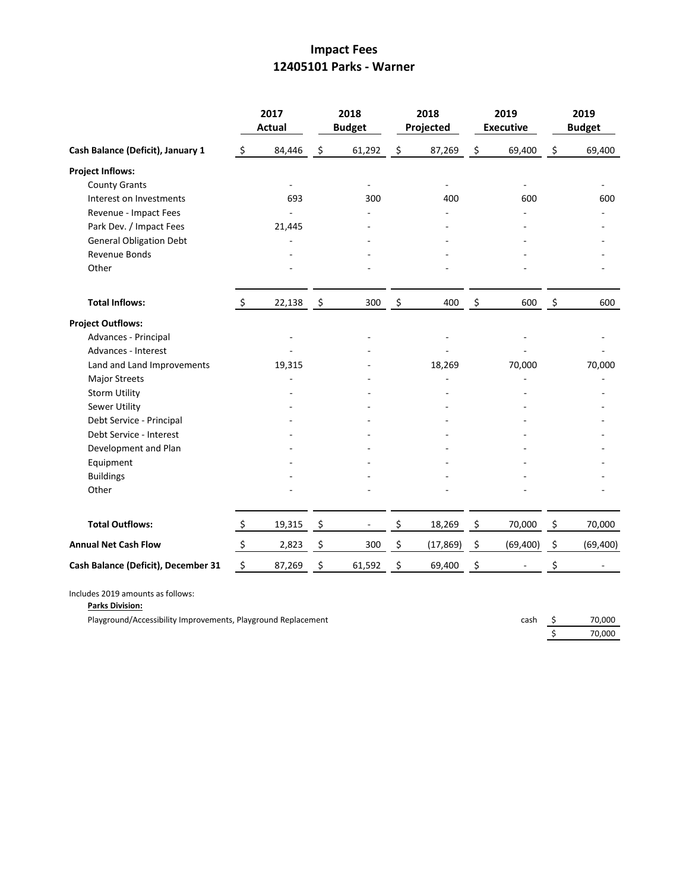# Impact Fees
## 12405101 Parks - Warner

| | 2017 Actual | 2018 Budget | 2018 Projected | 2019 Executive | 2019 Budget |
|---|---|---|---|---|---|
| **Cash Balance (Deficit), January 1** | $ 84,446 | $ 61,292 | $ 87,269 | $ 69,400 | $ 69,400 |
| **Project Inflows:** | | | | | |
| County Grants | - | - | - | - | - |
| Interest on Investments | 693 | 300 | 400 | 600 | 600 |
| Revenue - Impact Fees | - | - | - | - | - |
| Park Dev. / Impact Fees | 21,445 | - | - | - | - |
| General Obligation Debt | - | - | - | - | - |
| Revenue Bonds | - | - | - | - | - |
| Other | - | - | - | - | - |
| **Total Inflows:** | $ 22,138 | $ 300 | $ 400 | $ 600 | $ 600 |
| **Project Outflows:** | | | | | |
| Advances - Principal | - | - | - | - | - |
| Advances - Interest | - | - | - | - | - |
| Land and Land Improvements | 19,315 | - | 18,269 | 70,000 | 70,000 |
| Major Streets | - | - | - | - | - |
| Storm Utility | - | - | - | - | - |
| Sewer Utility | - | - | - | - | - |
| Debt Service - Principal | - | - | - | - | - |
| Debt Service - Interest | - | - | - | - | - |
| Development and Plan | - | - | - | - | - |
| Equipment | - | - | - | - | - |
| Buildings | - | - | - | - | - |
| Other | - | - | - | - | - |
| **Total Outflows:** | $ 19,315 | $ - | $ 18,269 | $ 70,000 | $ 70,000 |
| **Annual Net Cash Flow** | $ 2,823 | $ 300 | $ (17,869) | $ (69,400) | $ (69,400) |
| **Cash Balance (Deficit), December 31** | $ 87,269 | $ 61,592 | $ 69,400 | $ - | $ - |

Includes 2019 amounts as follows:

**Parks Division:**

| | | |
|---|---|---|
| Playground/Accessibility Improvements, Playground Replacement | cash | $ 70,000 |
| | | $ 70,000 |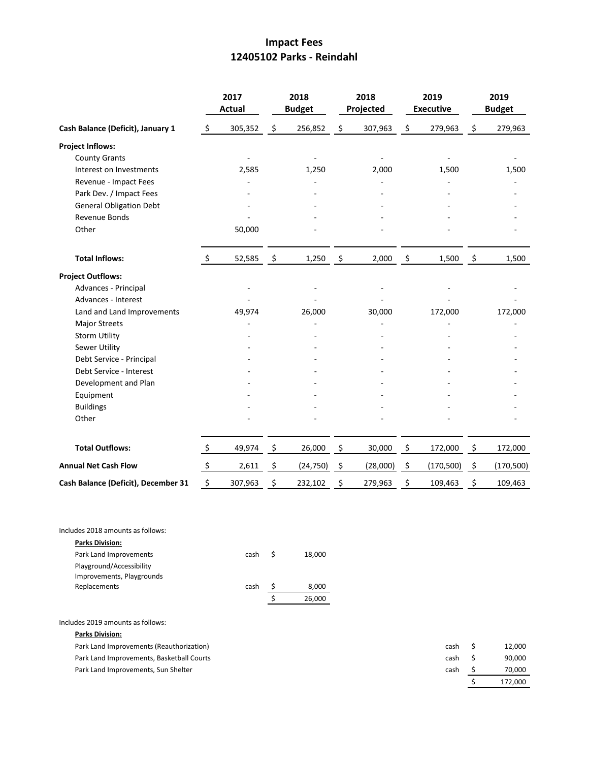# Impact Fees
## 12405102 Parks - Reindahl

| | 2017 Actual | 2018 Budget | 2018 Projected | 2019 Executive | 2019 Budget |
|---|---|---|---|---|---|
| **Cash Balance (Deficit), January 1** | $ 305,352 | $ 256,852 | $ 307,963 | $ 279,963 | $ 279,963 |
| **Project Inflows:** | | | | | |
| County Grants | - | - | - | - | - |
| Interest on Investments | 2,585 | 1,250 | 2,000 | 1,500 | 1,500 |
| Revenue - Impact Fees | - | - | - | - | - |
| Park Dev. / Impact Fees | - | - | - | - | - |
| General Obligation Debt | - | - | - | - | - |
| Revenue Bonds | - | - | - | - | - |
| Other | 50,000 | - | - | - | - |
| **Total Inflows:** | $ 52,585 | $ 1,250 | $ 2,000 | $ 1,500 | $ 1,500 |
| **Project Outflows:** | | | | | |
| Advances - Principal | - | - | - | - | - |
| Advances - Interest | - | - | - | - | - |
| Land and Land Improvements | 49,974 | 26,000 | 30,000 | 172,000 | 172,000 |
| Major Streets | - | - | - | - | - |
| Storm Utility | - | - | - | - | - |
| Sewer Utility | - | - | - | - | - |
| Debt Service - Principal | - | - | - | - | - |
| Debt Service - Interest | - | - | - | - | - |
| Development and Plan | - | - | - | - | - |
| Equipment | - | - | - | - | - |
| Buildings | - | - | - | - | - |
| Other | - | - | - | - | - |
| **Total Outflows:** | $ 49,974 | $ 26,000 | $ 30,000 | $ 172,000 | $ 172,000 |
| **Annual Net Cash Flow** | $ 2,611 | $ (24,750) | $ (28,000) | $ (170,500) | $ (170,500) |
| **Cash Balance (Deficit), December 31** | $ 307,963 | $ 232,102 | $ 279,963 | $ 109,463 | $ 109,463 |

Includes 2018 amounts as follows:

**Parks Division:**

| | | |
|---|---|---|
| Park Land Improvements | cash | $ 18,000 |
| Playground/Accessibility Improvements, Playgrounds Replacements | cash | $ 8,000 |
| | | $ 26,000 |

Includes 2019 amounts as follows:

**Parks Division:**

| | | |
|---|---|---|
| Park Land Improvements (Reauthorization) | cash | $ 12,000 |
| Park Land Improvements, Basketball Courts | cash | $ 90,000 |
| Park Land Improvements, Sun Shelter | cash | $ 70,000 |
| | | $ 172,000 |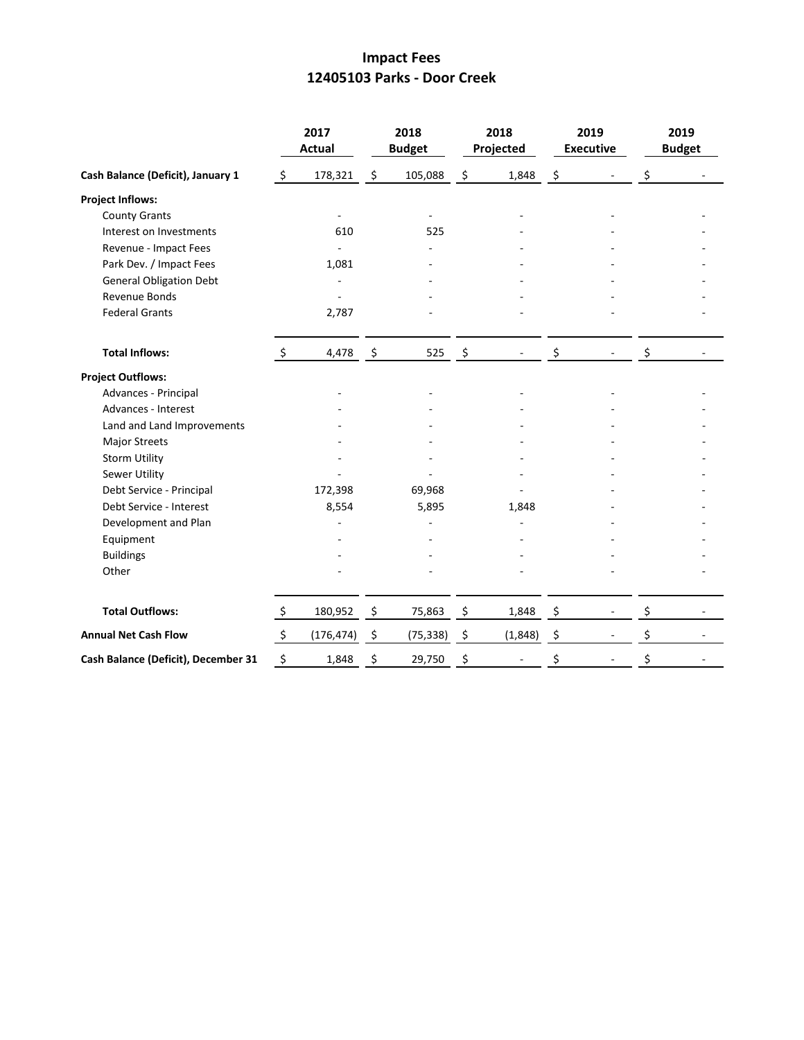# Impact Fees
## 12405103 Parks - Door Creek

| | 2017 Actual | 2018 Budget | 2018 Projected | 2019 Executive | 2019 Budget |
|---|---|---|---|---|---|
| **Cash Balance (Deficit), January 1** | $ 178,321 | $ 105,088 | $ 1,848 | $ - | $ - |
| **Project Inflows:** | | | | | |
| County Grants | - | - | - | - | - |
| Interest on Investments | 610 | 525 | - | - | - |
| Revenue - Impact Fees | - | - | - | - | - |
| Park Dev. / Impact Fees | 1,081 | - | - | - | - |
| General Obligation Debt | - | - | - | - | - |
| Revenue Bonds | - | - | - | - | - |
| Federal Grants | 2,787 | - | - | - | - |
| **Total Inflows:** | $ 4,478 | $ 525 | $ - | $ - | $ - |
| **Project Outflows:** | | | | | |
| Advances - Principal | - | - | - | - | - |
| Advances - Interest | - | - | - | - | - |
| Land and Land Improvements | - | - | - | - | - |
| Major Streets | - | - | - | - | - |
| Storm Utility | - | - | - | - | - |
| Sewer Utility | - | - | - | - | - |
| Debt Service - Principal | 172,398 | 69,968 | - | - | - |
| Debt Service - Interest | 8,554 | 5,895 | 1,848 | - | - |
| Development and Plan | - | - | - | - | - |
| Equipment | - | - | - | - | - |
| Buildings | - | - | - | - | - |
| Other | - | - | - | - | - |
| **Total Outflows:** | $ 180,952 | $ 75,863 | $ 1,848 | $ - | $ - |
| **Annual Net Cash Flow** | $ (176,474) | $ (75,338) | $ (1,848) | $ - | $ - |
| **Cash Balance (Deficit), December 31** | $ 1,848 | $ 29,750 | $ - | $ - | $ - |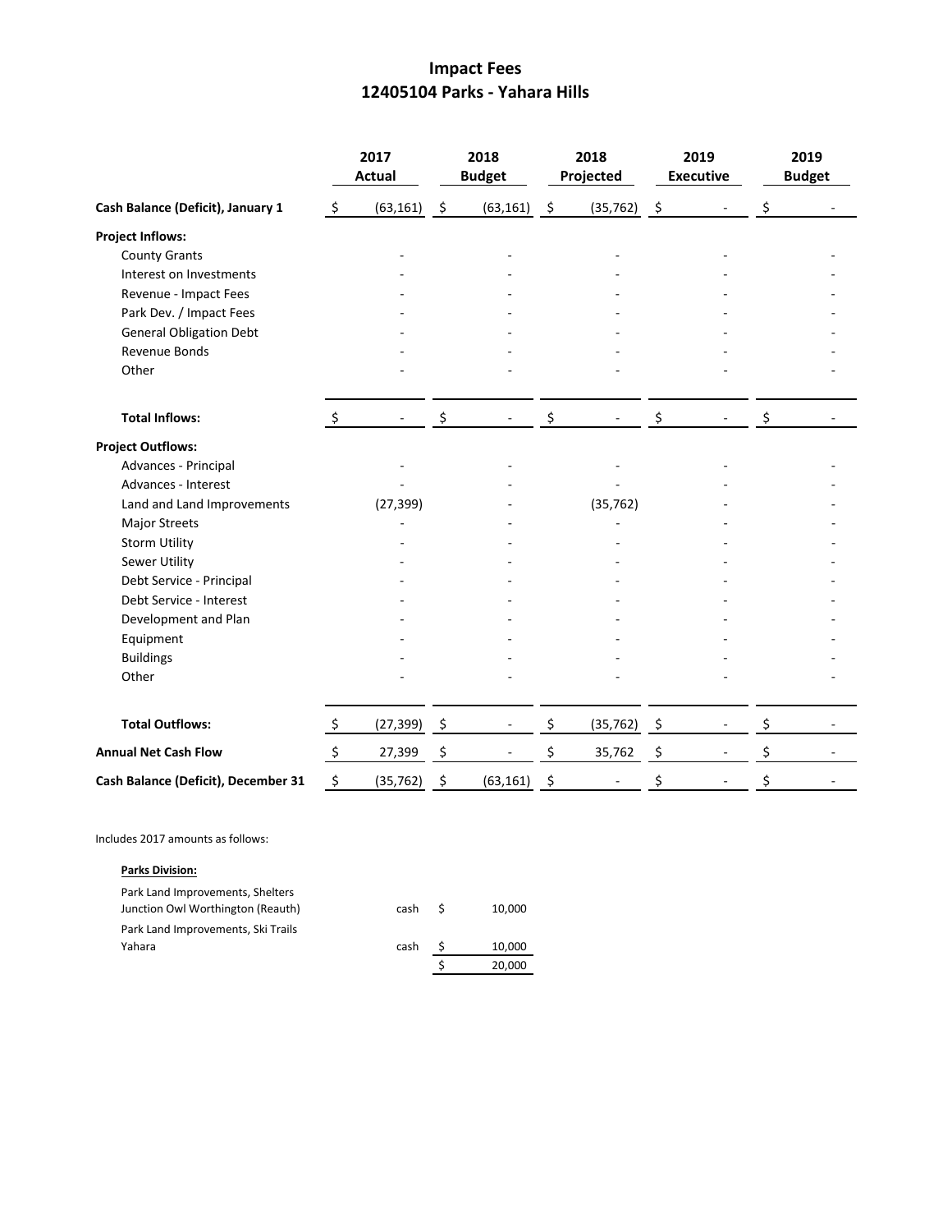# Impact Fees
## 12405104 Parks - Yahara Hills

| | 2017 Actual | 2018 Budget | 2018 Projected | 2019 Executive | 2019 Budget |
|---|---|---|---|---|---|
| **Cash Balance (Deficit), January 1** | $ (63,161) | $ (63,161) | $ (35,762) | $ - | $ - |
| **Project Inflows:** | | | | | |
| County Grants | - | - | - | - | - |
| Interest on Investments | - | - | - | - | - |
| Revenue - Impact Fees | - | - | - | - | - |
| Park Dev. / Impact Fees | - | - | - | - | - |
| General Obligation Debt | - | - | - | - | - |
| Revenue Bonds | - | - | - | - | - |
| Other | - | - | - | - | - |
| **Total Inflows:** | $ - | $ - | $ - | $ - | $ - |
| **Project Outflows:** | | | | | |
| Advances - Principal | - | - | - | - | - |
| Advances - Interest | - | - | - | - | - |
| Land and Land Improvements | (27,399) | - | (35,762) | - | - |
| Major Streets | - | - | - | - | - |
| Storm Utility | - | - | - | - | - |
| Sewer Utility | - | - | - | - | - |
| Debt Service - Principal | - | - | - | - | - |
| Debt Service - Interest | - | - | - | - | - |
| Development and Plan | - | - | - | - | - |
| Equipment | - | - | - | - | - |
| Buildings | - | - | - | - | - |
| Other | - | - | - | - | - |
| **Total Outflows:** | $ (27,399) | $ - | $ (35,762) | $ - | $ - |
| **Annual Net Cash Flow** | $ 27,399 | $ - | $ 35,762 | $ - | $ - |
| **Cash Balance (Deficit), December 31** | $ (35,762) | $ (63,161) | $ - | $ - | $ - |

Includes 2017 amounts as follows:

**Parks Division:**

| | | |
|---|---|---|
| Park Land Improvements, Shelters Junction Owl Worthington (Reauth) | cash | $ 10,000 |
| Park Land Improvements, Ski Trails Yahara | cash | $ 10,000 |
| | | $ 20,000 |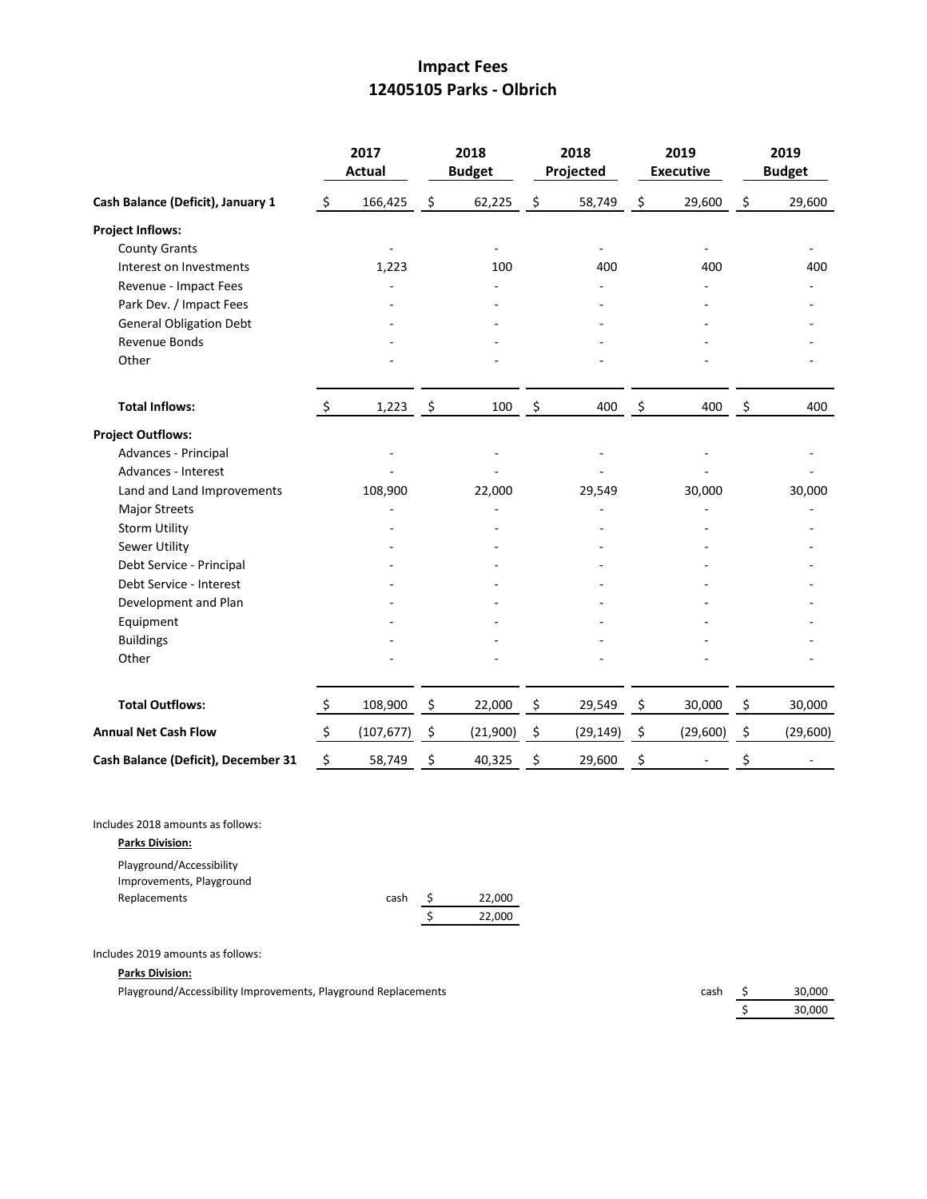# Impact Fees
## 12405105 Parks - Olbrich

| | 2017 Actual | 2018 Budget | 2018 Projected | 2019 Executive | 2019 Budget |
|---|---|---|---|---|---|
| **Cash Balance (Deficit), January 1** | $ 166,425 | $ 62,225 | $ 58,749 | $ 29,600 | $ 29,600 |
| **Project Inflows:** | | | | | |
| County Grants | - | - | - | - | - |
| Interest on Investments | 1,223 | 100 | 400 | 400 | 400 |
| Revenue - Impact Fees | - | - | - | - | - |
| Park Dev. / Impact Fees | - | - | - | - | - |
| General Obligation Debt | - | - | - | - | - |
| Revenue Bonds | - | - | - | - | - |
| Other | - | - | - | - | - |
| **Total Inflows:** | $ 1,223 | $ 100 | $ 400 | $ 400 | $ 400 |
| **Project Outflows:** | | | | | |
| Advances - Principal | - | - | - | - | - |
| Advances - Interest | - | - | - | - | - |
| Land and Land Improvements | 108,900 | 22,000 | 29,549 | 30,000 | 30,000 |
| Major Streets | - | - | - | - | - |
| Storm Utility | - | - | - | - | - |
| Sewer Utility | - | - | - | - | - |
| Debt Service - Principal | - | - | - | - | - |
| Debt Service - Interest | - | - | - | - | - |
| Development and Plan | - | - | - | - | - |
| Equipment | - | - | - | - | - |
| Buildings | - | - | - | - | - |
| Other | - | - | - | - | - |
| **Total Outflows:** | $ 108,900 | $ 22,000 | $ 29,549 | $ 30,000 | $ 30,000 |
| **Annual Net Cash Flow** | $ (107,677) | $ (21,900) | $ (29,149) | $ (29,600) | $ (29,600) |
| **Cash Balance (Deficit), December 31** | $ 58,749 | $ 40,325 | $ 29,600 | $ - | $ - |

Includes 2018 amounts as follows:

**Parks Division:**

| | | |
|---|---|---|
| Playground/Accessibility Improvements, Playground Replacements | cash | $ 22,000 |
| | | $ 22,000 |

Includes 2019 amounts as follows:

**Parks Division:**

| | | |
|---|---|---|
| Playground/Accessibility Improvements, Playground Replacements | cash | $ 30,000 |
| | | $ 30,000 |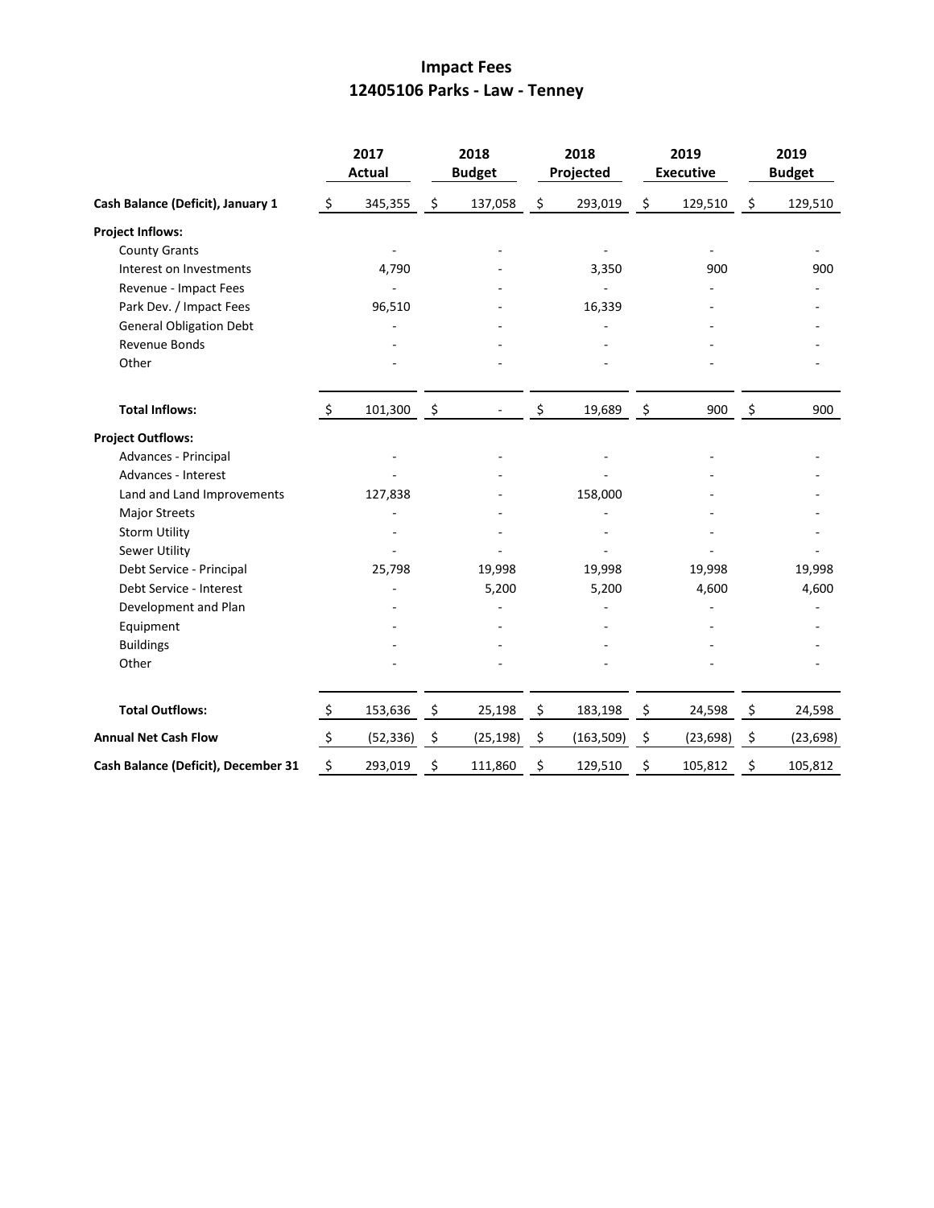# Impact Fees

## 12405106 Parks - Law - Tenney

| | 2017 Actual | 2018 Budget | 2018 Projected | 2019 Executive | 2019 Budget |
|---|---|---|---|---|---|
| **Cash Balance (Deficit), January 1** | $ 345,355 | $ 137,058 | $ 293,019 | $ 129,510 | $ 129,510 |
| **Project Inflows:** | | | | | |
| County Grants | - | - | - | - | - |
| Interest on Investments | 4,790 | - | 3,350 | 900 | 900 |
| Revenue - Impact Fees | - | - | - | - | - |
| Park Dev. / Impact Fees | 96,510 | - | 16,339 | - | - |
| General Obligation Debt | - | - | - | - | - |
| Revenue Bonds | - | - | - | - | - |
| Other | - | - | - | - | - |
| **Total Inflows:** | $ 101,300 | $ - | $ 19,689 | $ 900 | $ 900 |
| **Project Outflows:** | | | | | |
| Advances - Principal | - | - | - | - | - |
| Advances - Interest | - | - | - | - | - |
| Land and Land Improvements | 127,838 | - | 158,000 | - | - |
| Major Streets | - | - | - | - | - |
| Storm Utility | - | - | - | - | - |
| Sewer Utility | - | - | - | - | - |
| Debt Service - Principal | 25,798 | 19,998 | 19,998 | 19,998 | 19,998 |
| Debt Service - Interest | - | 5,200 | 5,200 | 4,600 | 4,600 |
| Development and Plan | - | - | - | - | - |
| Equipment | - | - | - | - | - |
| Buildings | - | - | - | - | - |
| Other | - | - | - | - | - |
| **Total Outflows:** | $ 153,636 | $ 25,198 | $ 183,198 | $ 24,598 | $ 24,598 |
| **Annual Net Cash Flow** | $ (52,336) | $ (25,198) | $ (163,509) | $ (23,698) | $ (23,698) |
| **Cash Balance (Deficit), December 31** | $ 293,019 | $ 111,860 | $ 129,510 | $ 105,812 | $ 105,812 |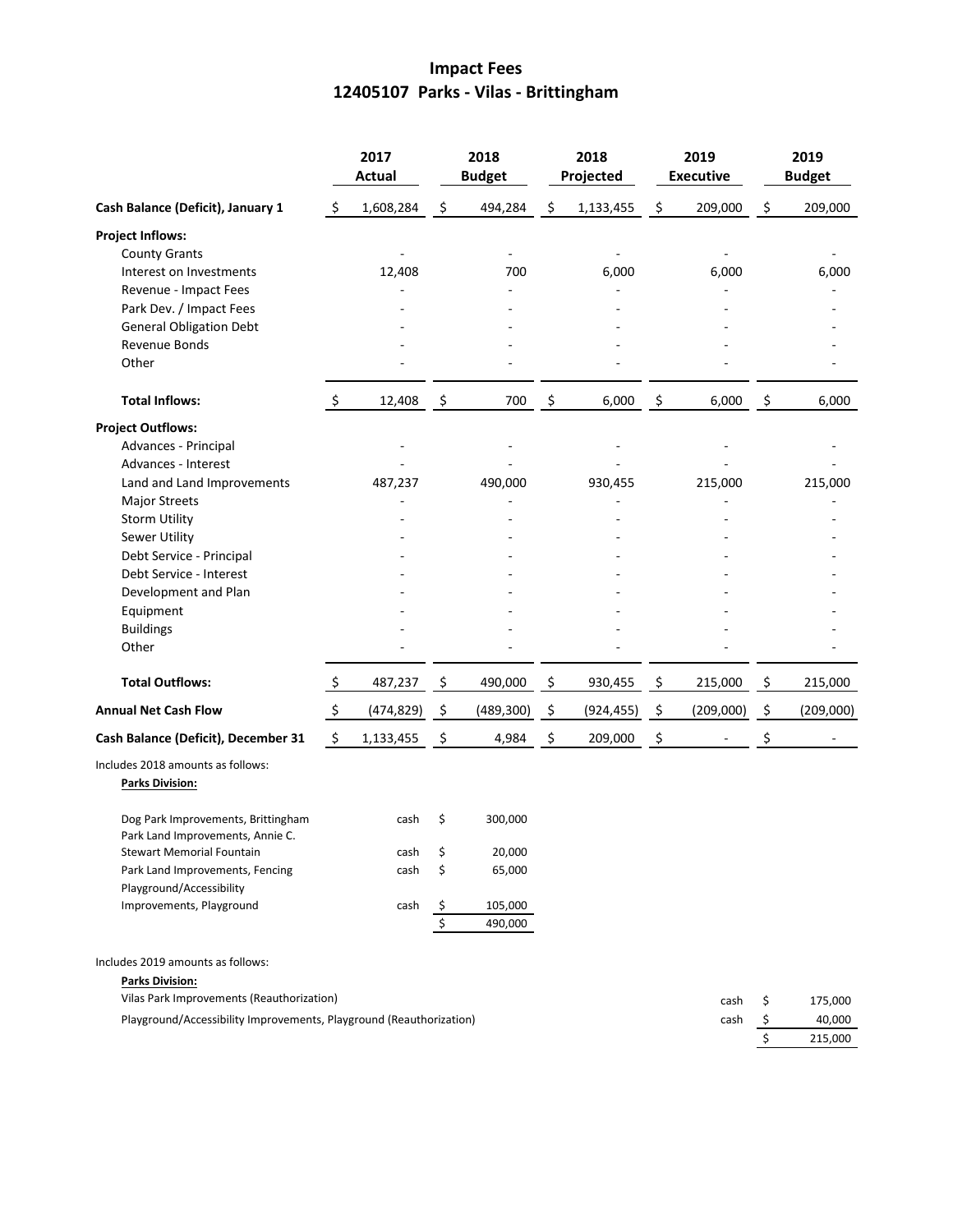# Impact Fees

## 12405107 Parks - Vilas - Brittingham

| | 2017 Actual | 2018 Budget | 2018 Projected | 2019 Executive | 2019 Budget |
|---|---|---|---|---|---|
| **Cash Balance (Deficit), January 1** | $ 1,608,284 | $ 494,284 | $ 1,133,455 | $ 209,000 | $ 209,000 |
| **Project Inflows:** | | | | | |
| County Grants | - | - | - | - | - |
| Interest on Investments | 12,408 | 700 | 6,000 | 6,000 | 6,000 |
| Revenue - Impact Fees | - | - | - | - | - |
| Park Dev. / Impact Fees | - | - | - | - | - |
| General Obligation Debt | - | - | - | - | - |
| Revenue Bonds | - | - | - | - | - |
| Other | - | - | - | - | - |
| **Total Inflows:** | $ 12,408 | $ 700 | $ 6,000 | $ 6,000 | $ 6,000 |
| **Project Outflows:** | | | | | |
| Advances - Principal | - | - | - | - | - |
| Advances - Interest | - | - | - | - | - |
| Land and Land Improvements | 487,237 | 490,000 | 930,455 | 215,000 | 215,000 |
| Major Streets | - | - | - | - | - |
| Storm Utility | - | - | - | - | - |
| Sewer Utility | - | - | - | - | - |
| Debt Service - Principal | - | - | - | - | - |
| Debt Service - Interest | - | - | - | - | - |
| Development and Plan | - | - | - | - | - |
| Equipment | - | - | - | - | - |
| Buildings | - | - | - | - | - |
| Other | - | - | - | - | - |
| **Total Outflows:** | $ 487,237 | $ 490,000 | $ 930,455 | $ 215,000 | $ 215,000 |
| **Annual Net Cash Flow** | $ (474,829) | $ (489,300) | $ (924,455) | $ (209,000) | $ (209,000) |
| **Cash Balance (Deficit), December 31** | $ 1,133,455 | $ 4,984 | $ 209,000 | $ - | $ - |

Includes 2018 amounts as follows:

**Parks Division:**

| | | |
|---|---|---|
| Dog Park Improvements, Brittingham | cash | $ 300,000 |
| Park Land Improvements, Annie C. Stewart Memorial Fountain | cash | $ 20,000 |
| Park Land Improvements, Fencing | cash | $ 65,000 |
| Playground/Accessibility Improvements, Playground | cash | $ 105,000 |
| | | $ 490,000 |

Includes 2019 amounts as follows:

**Parks Division:**

| | | |
|---|---|---|
| Vilas Park Improvements (Reauthorization) | cash | $ 175,000 |
| Playground/Accessibility Improvements, Playground (Reauthorization) | cash | $ 40,000 |
| | | $ 215,000 |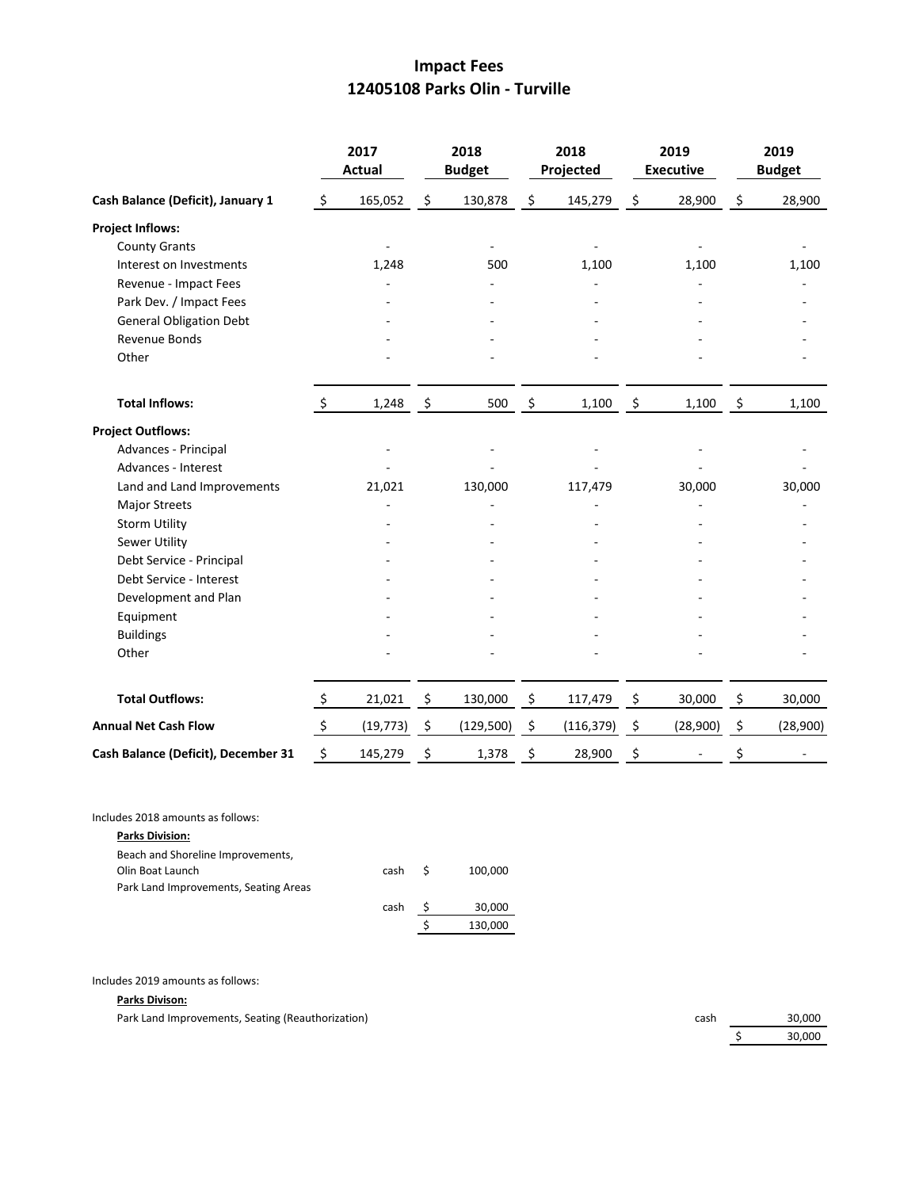# Impact Fees
## 12405108 Parks Olin - Turville

| | 2017 Actual | 2018 Budget | 2018 Projected | 2019 Executive | 2019 Budget |
|---|---|---|---|---|---|
| **Cash Balance (Deficit), January 1** | $ 165,052 | $ 130,878 | $ 145,279 | $ 28,900 | $ 28,900 |
| **Project Inflows:** | | | | | |
| County Grants | - | - | - | - | - |
| Interest on Investments | 1,248 | 500 | 1,100 | 1,100 | 1,100 |
| Revenue - Impact Fees | - | - | - | - | - |
| Park Dev. / Impact Fees | - | - | - | - | - |
| General Obligation Debt | - | - | - | - | - |
| Revenue Bonds | - | - | - | - | - |
| Other | - | - | - | - | - |
| **Total Inflows:** | $ 1,248 | $ 500 | $ 1,100 | $ 1,100 | $ 1,100 |
| **Project Outflows:** | | | | | |
| Advances - Principal | - | - | - | - | - |
| Advances - Interest | - | - | - | - | - |
| Land and Land Improvements | 21,021 | 130,000 | 117,479 | 30,000 | 30,000 |
| Major Streets | - | - | - | - | - |
| Storm Utility | - | - | - | - | - |
| Sewer Utility | - | - | - | - | - |
| Debt Service - Principal | - | - | - | - | - |
| Debt Service - Interest | - | - | - | - | - |
| Development and Plan | - | - | - | - | - |
| Equipment | - | - | - | - | - |
| Buildings | - | - | - | - | - |
| Other | - | - | - | - | - |
| **Total Outflows:** | $ 21,021 | $ 130,000 | $ 117,479 | $ 30,000 | $ 30,000 |
| **Annual Net Cash Flow** | $ (19,773) | $ (129,500) | $ (116,379) | $ (28,900) | $ (28,900) |
| **Cash Balance (Deficit), December 31** | $ 145,279 | $ 1,378 | $ 28,900 | $ - | $ - |

Includes 2018 amounts as follows:

**Parks Division:**

| | | |
|---|---|---|
| Beach and Shoreline Improvements, Olin Boat Launch | cash | $ 100,000 |
| Park Land Improvements, Seating Areas | cash | $ 30,000 |
| | | $ 130,000 |

Includes 2019 amounts as follows:

**Parks Divison:**

| | | |
|---|---|---|
| Park Land Improvements, Seating (Reauthorization) | cash | 30,000 |
| | | $ 30,000 |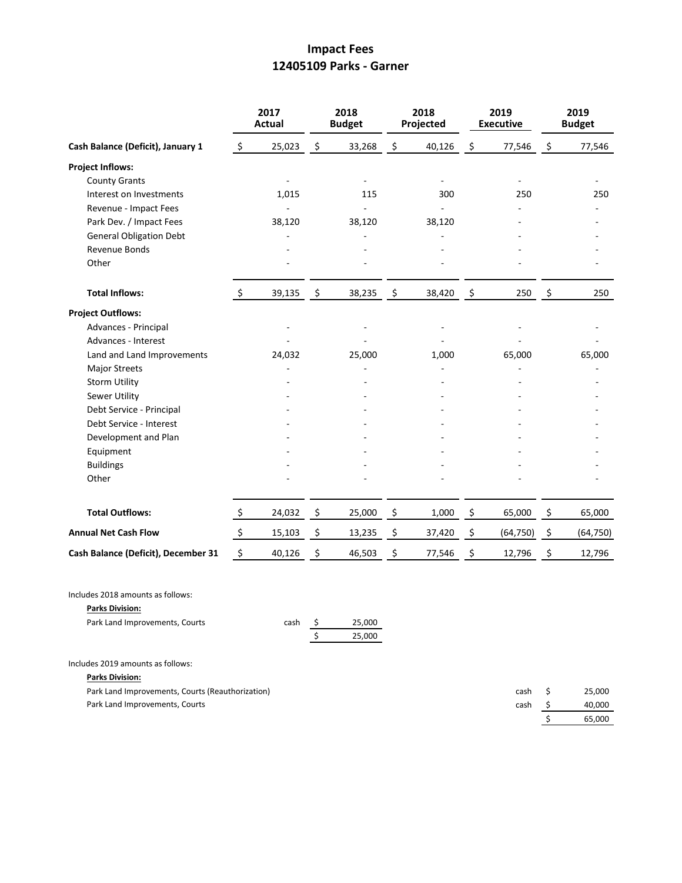# Impact Fees
## 12405109 Parks - Garner

| | 2017 Actual | 2018 Budget | 2018 Projected | 2019 Executive | 2019 Budget |
|---|---|---|---|---|---|
| **Cash Balance (Deficit), January 1** | $ 25,023 | $ 33,268 | $ 40,126 | $ 77,546 | $ 77,546 |
| **Project Inflows:** | | | | | |
| County Grants | - | - | - | - | - |
| Interest on Investments | 1,015 | 115 | 300 | 250 | 250 |
| Revenue - Impact Fees | - | - | - | - | - |
| Park Dev. / Impact Fees | 38,120 | 38,120 | 38,120 | - | - |
| General Obligation Debt | - | - | - | - | - |
| Revenue Bonds | - | - | - | - | - |
| Other | - | - | - | - | - |
| **Total Inflows:** | $ 39,135 | $ 38,235 | $ 38,420 | $ 250 | $ 250 |
| **Project Outflows:** | | | | | |
| Advances - Principal | - | - | - | - | - |
| Advances - Interest | - | - | - | - | - |
| Land and Land Improvements | 24,032 | 25,000 | 1,000 | 65,000 | 65,000 |
| Major Streets | - | - | - | - | - |
| Storm Utility | - | - | - | - | - |
| Sewer Utility | - | - | - | - | - |
| Debt Service - Principal | - | - | - | - | - |
| Debt Service - Interest | - | - | - | - | - |
| Development and Plan | - | - | - | - | - |
| Equipment | - | - | - | - | - |
| Buildings | - | - | - | - | - |
| Other | - | - | - | - | - |
| **Total Outflows:** | $ 24,032 | $ 25,000 | $ 1,000 | $ 65,000 | $ 65,000 |
| **Annual Net Cash Flow** | $ 15,103 | $ 13,235 | $ 37,420 | $ (64,750) | $ (64,750) |
| **Cash Balance (Deficit), December 31** | $ 40,126 | $ 46,503 | $ 77,546 | $ 12,796 | $ 12,796 |

Includes 2018 amounts as follows:

**Parks Division:**

| | | |
|---|---|---|
| Park Land Improvements, Courts | cash | $ 25,000 |
| | | $ 25,000 |

Includes 2019 amounts as follows:

**Parks Division:**

| | | |
|---|---|---|
| Park Land Improvements, Courts (Reauthorization) | cash | $ 25,000 |
| Park Land Improvements, Courts | cash | $ 40,000 |
| | | $ 65,000 |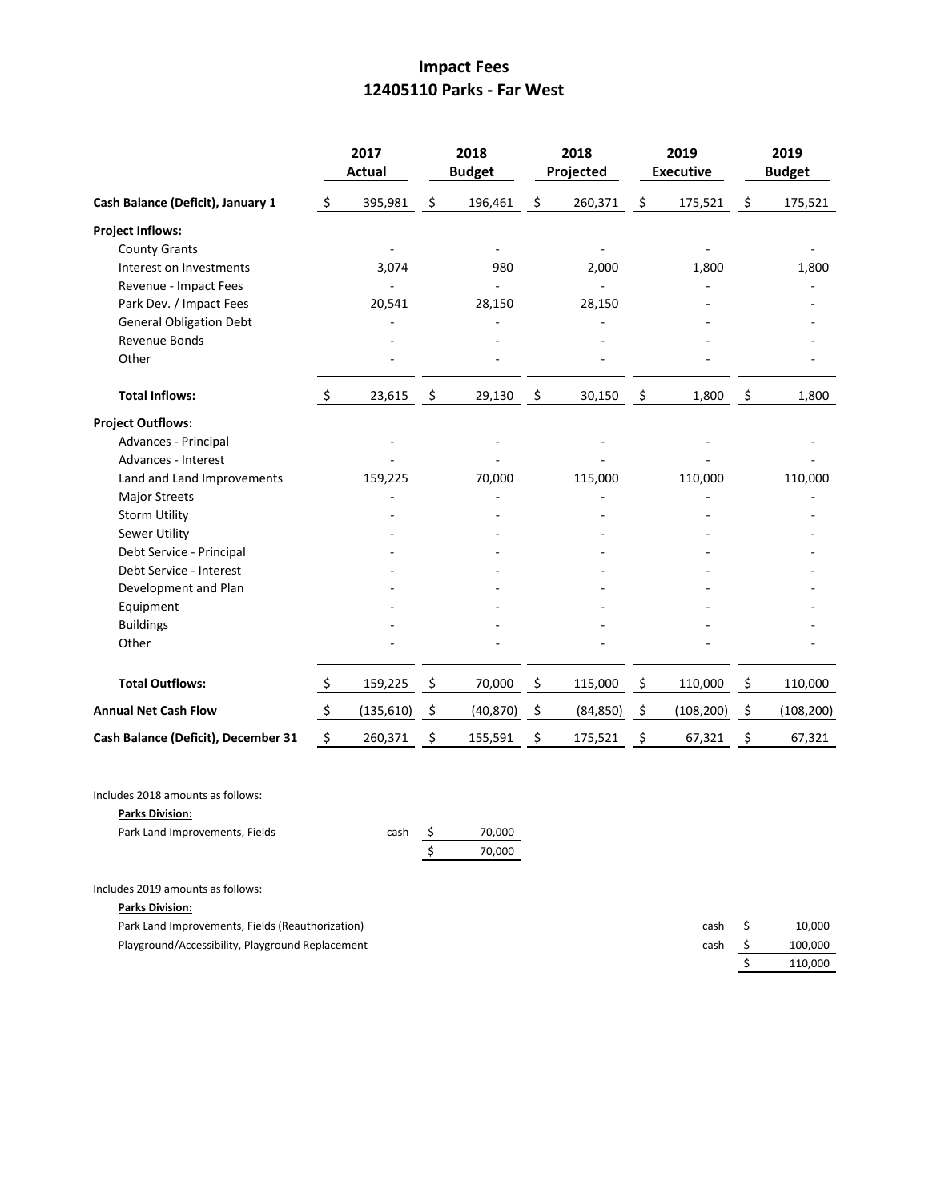# Impact Fees
## 12405110 Parks - Far West

| | 2017 Actual | 2018 Budget | 2018 Projected | 2019 Executive | 2019 Budget |
|---|---|---|---|---|---|
| **Cash Balance (Deficit), January 1** | $ 395,981 | $ 196,461 | $ 260,371 | $ 175,521 | $ 175,521 |
| **Project Inflows:** | | | | | |
| County Grants | - | - | - | - | - |
| Interest on Investments | 3,074 | 980 | 2,000 | 1,800 | 1,800 |
| Revenue - Impact Fees | - | - | - | - | - |
| Park Dev. / Impact Fees | 20,541 | 28,150 | 28,150 | - | - |
| General Obligation Debt | - | - | - | - | - |
| Revenue Bonds | - | - | - | - | - |
| Other | - | - | - | - | - |
| **Total Inflows:** | $ 23,615 | $ 29,130 | $ 30,150 | $ 1,800 | $ 1,800 |
| **Project Outflows:** | | | | | |
| Advances - Principal | - | - | - | - | - |
| Advances - Interest | - | - | - | - | - |
| Land and Land Improvements | 159,225 | 70,000 | 115,000 | 110,000 | 110,000 |
| Major Streets | - | - | - | - | - |
| Storm Utility | - | - | - | - | - |
| Sewer Utility | - | - | - | - | - |
| Debt Service - Principal | - | - | - | - | - |
| Debt Service - Interest | - | - | - | - | - |
| Development and Plan | - | - | - | - | - |
| Equipment | - | - | - | - | - |
| Buildings | - | - | - | - | - |
| Other | - | - | - | - | - |
| **Total Outflows:** | $ 159,225 | $ 70,000 | $ 115,000 | $ 110,000 | $ 110,000 |
| **Annual Net Cash Flow** | $ (135,610) | $ (40,870) | $ (84,850) | $ (108,200) | $ (108,200) |
| **Cash Balance (Deficit), December 31** | $ 260,371 | $ 155,591 | $ 175,521 | $ 67,321 | $ 67,321 |

Includes 2018 amounts as follows:

**Parks Division:**

| | | |
|---|---|---|
| Park Land Improvements, Fields | cash | $ 70,000 |
| | | $ 70,000 |

Includes 2019 amounts as follows:

**Parks Division:**

| | | |
|---|---|---|
| Park Land Improvements, Fields (Reauthorization) | cash | $ 10,000 |
| Playground/Accessibility, Playground Replacement | cash | $ 100,000 |
| | | $ 110,000 |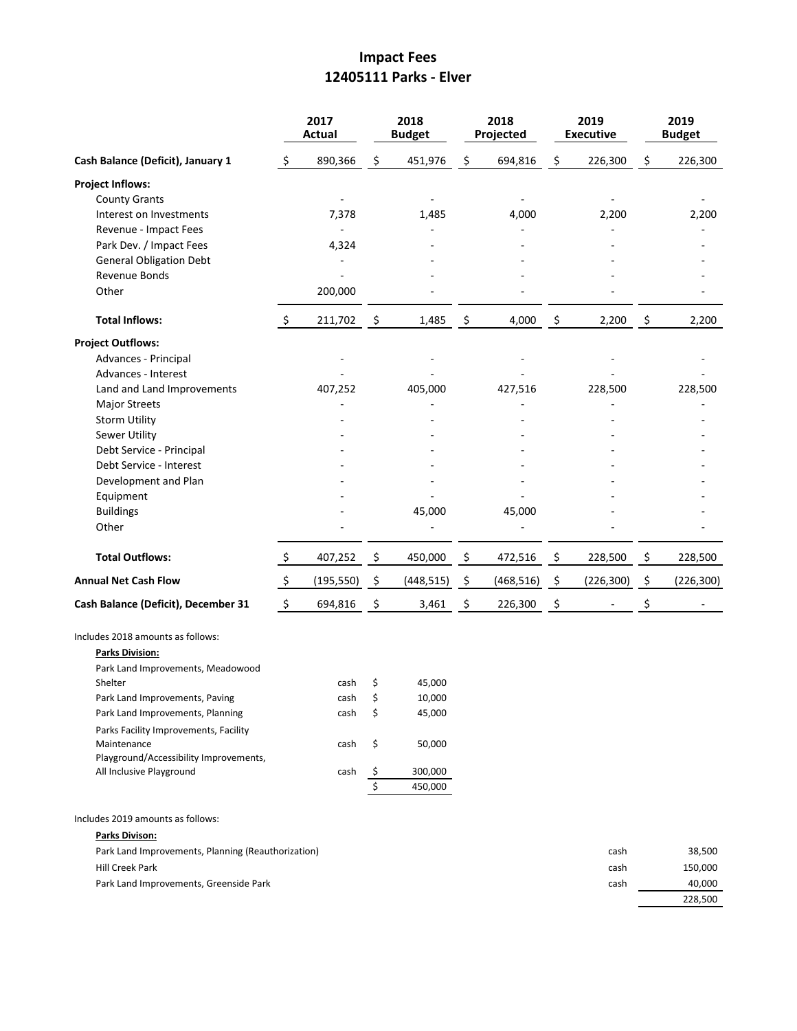# Impact Fees
## 12405111 Parks - Elver

| | 2017 Actual | 2018 Budget | 2018 Projected | 2019 Executive | 2019 Budget |
|---|---|---|---|---|---|
| **Cash Balance (Deficit), January 1** | $ 890,366 | $ 451,976 | $ 694,816 | $ 226,300 | $ 226,300 |
| **Project Inflows:** | | | | | |
| County Grants | - | - | - | - | - |
| Interest on Investments | 7,378 | 1,485 | 4,000 | 2,200 | 2,200 |
| Revenue - Impact Fees | - | - | - | - | - |
| Park Dev. / Impact Fees | 4,324 | - | - | - | - |
| General Obligation Debt | - | - | - | - | - |
| Revenue Bonds | - | - | - | - | - |
| Other | 200,000 | - | - | - | - |
| **Total Inflows:** | $ 211,702 | $ 1,485 | $ 4,000 | $ 2,200 | $ 2,200 |
| **Project Outflows:** | | | | | |
| Advances - Principal | - | - | - | - | - |
| Advances - Interest | - | - | - | - | - |
| Land and Land Improvements | 407,252 | 405,000 | 427,516 | 228,500 | 228,500 |
| Major Streets | - | - | - | - | - |
| Storm Utility | - | - | - | - | - |
| Sewer Utility | - | - | - | - | - |
| Debt Service - Principal | - | - | - | - | - |
| Debt Service - Interest | - | - | - | - | - |
| Development and Plan | - | - | - | - | - |
| Equipment | - | - | - | - | - |
| Buildings | - | 45,000 | 45,000 | - | - |
| Other | - | - | - | - | - |
| **Total Outflows:** | $ 407,252 | $ 450,000 | $ 472,516 | $ 228,500 | $ 228,500 |
| **Annual Net Cash Flow** | $ (195,550) | $ (448,515) | $ (468,516) | $ (226,300) | $ (226,300) |
| **Cash Balance (Deficit), December 31** | $ 694,816 | $ 3,461 | $ 226,300 | $ - | $ - |

Includes 2018 amounts as follows:

**Parks Division:**

| | | |
|---|---|---|
| Park Land Improvements, Meadowood Shelter | cash | $ 45,000 |
| Park Land Improvements, Paving | cash | $ 10,000 |
| Park Land Improvements, Planning | cash | $ 45,000 |
| Parks Facility Improvements, Facility Maintenance | cash | $ 50,000 |
| Playground/Accessibility Improvements, All Inclusive Playground | cash | $ 300,000 |
| | | $ 450,000 |

Includes 2019 amounts as follows:

**Parks Divison:**

| | | |
|---|---|---|
| Park Land Improvements, Planning (Reauthorization) | cash | 38,500 |
| Hill Creek Park | cash | 150,000 |
| Park Land Improvements, Greenside Park | cash | 40,000 |
| | | 228,500 |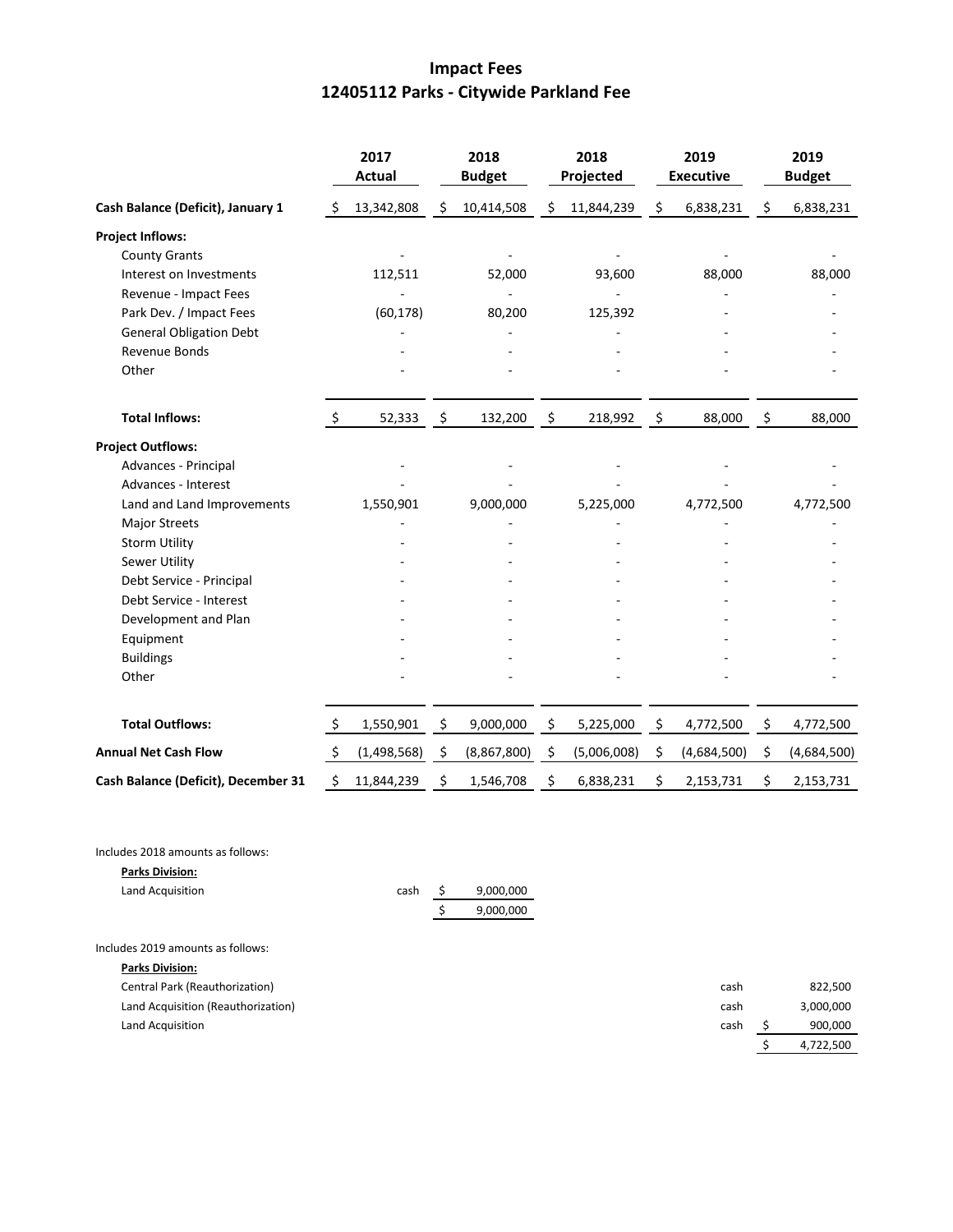# Impact Fees
## 12405112 Parks - Citywide Parkland Fee

| | 2017 Actual | 2018 Budget | 2018 Projected | 2019 Executive | 2019 Budget |
|---|---|---|---|---|---|
| **Cash Balance (Deficit), January 1** | $ 13,342,808 | $ 10,414,508 | $ 11,844,239 | $ 6,838,231 | $ 6,838,231 |
| **Project Inflows:** | | | | | |
| County Grants | - | - | - | - | - |
| Interest on Investments | 112,511 | 52,000 | 93,600 | 88,000 | 88,000 |
| Revenue - Impact Fees | - | - | - | - | - |
| Park Dev. / Impact Fees | (60,178) | 80,200 | 125,392 | - | - |
| General Obligation Debt | - | - | - | - | - |
| Revenue Bonds | - | - | - | - | - |
| Other | - | - | - | - | - |
| **Total Inflows:** | $ 52,333 | $ 132,200 | $ 218,992 | $ 88,000 | $ 88,000 |
| **Project Outflows:** | | | | | |
| Advances - Principal | - | - | - | - | - |
| Advances - Interest | - | - | - | - | - |
| Land and Land Improvements | 1,550,901 | 9,000,000 | 5,225,000 | 4,772,500 | 4,772,500 |
| Major Streets | - | - | - | - | - |
| Storm Utility | - | - | - | - | - |
| Sewer Utility | - | - | - | - | - |
| Debt Service - Principal | - | - | - | - | - |
| Debt Service - Interest | - | - | - | - | - |
| Development and Plan | - | - | - | - | - |
| Equipment | - | - | - | - | - |
| Buildings | - | - | - | - | - |
| Other | - | - | - | - | - |
| **Total Outflows:** | $ 1,550,901 | $ 9,000,000 | $ 5,225,000 | $ 4,772,500 | $ 4,772,500 |
| **Annual Net Cash Flow** | $ (1,498,568) | $ (8,867,800) | $ (5,006,008) | $ (4,684,500) | $ (4,684,500) |
| **Cash Balance (Deficit), December 31** | $ 11,844,239 | $ 1,546,708 | $ 6,838,231 | $ 2,153,731 | $ 2,153,731 |

Includes 2018 amounts as follows:

**Parks Division:**

| | | |
|---|---|---|
| Land Acquisition | cash | $ 9,000,000 |
| | | $ 9,000,000 |

Includes 2019 amounts as follows:

**Parks Division:**

| | | |
|---|---|---|
| Central Park (Reauthorization) | cash | 822,500 |
| Land Acquisition (Reauthorization) | cash | 3,000,000 |
| Land Acquisition | cash | $ 900,000 |
| | | $ 4,722,500 |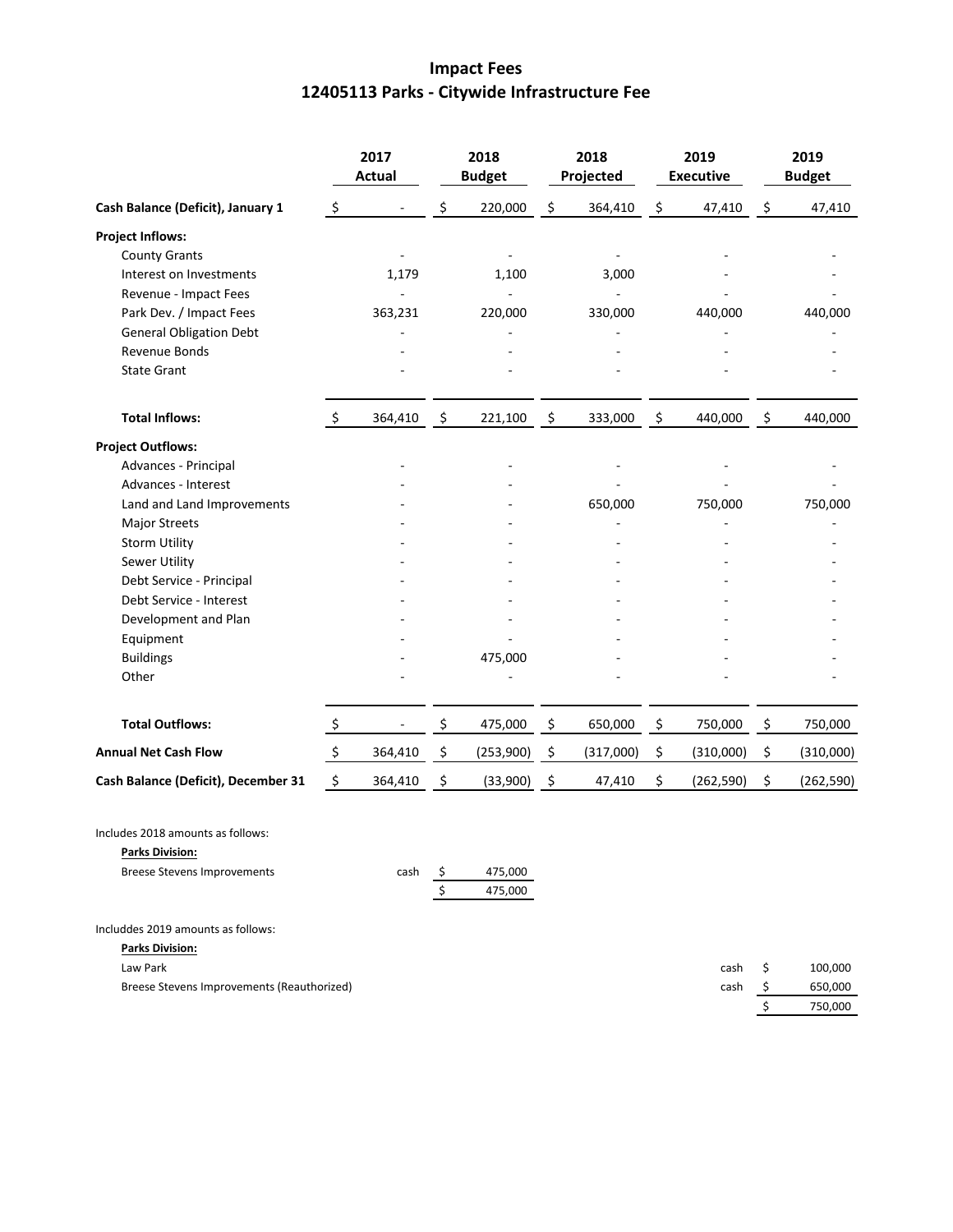# Impact Fees
## 12405113 Parks - Citywide Infrastructure Fee

| | 2017 Actual | 2018 Budget | 2018 Projected | 2019 Executive | 2019 Budget |
|---|---|---|---|---|---|
| **Cash Balance (Deficit), January 1** | $ - | $ 220,000 | $ 364,410 | $ 47,410 | $ 47,410 |
| **Project Inflows:** | | | | | |
| County Grants | - | - | - | - | - |
| Interest on Investments | 1,179 | 1,100 | 3,000 | - | - |
| Revenue - Impact Fees | - | - | - | - | - |
| Park Dev. / Impact Fees | 363,231 | 220,000 | 330,000 | 440,000 | 440,000 |
| General Obligation Debt | - | - | - | - | - |
| Revenue Bonds | - | - | - | - | - |
| State Grant | - | - | - | - | - |
| **Total Inflows:** | $ 364,410 | $ 221,100 | $ 333,000 | $ 440,000 | $ 440,000 |
| **Project Outflows:** | | | | | |
| Advances - Principal | - | - | - | - | - |
| Advances - Interest | - | - | - | - | - |
| Land and Land Improvements | - | - | 650,000 | 750,000 | 750,000 |
| Major Streets | - | - | - | - | - |
| Storm Utility | - | - | - | - | - |
| Sewer Utility | - | - | - | - | - |
| Debt Service - Principal | - | - | - | - | - |
| Debt Service - Interest | - | - | - | - | - |
| Development and Plan | - | - | - | - | - |
| Equipment | - | - | - | - | - |
| Buildings | - | 475,000 | - | - | - |
| Other | - | - | - | - | - |
| **Total Outflows:** | $ - | $ 475,000 | $ 650,000 | $ 750,000 | $ 750,000 |
| **Annual Net Cash Flow** | $ 364,410 | $ (253,900) | $ (317,000) | $ (310,000) | $ (310,000) |
| **Cash Balance (Deficit), December 31** | $ 364,410 | $ (33,900) | $ 47,410 | $ (262,590) | $ (262,590) |

Includes 2018 amounts as follows:

**Parks Division:**

| | | |
|---|---|---|
| Breese Stevens Improvements | cash | $ 475,000 |
| | | $ 475,000 |

Includdes 2019 amounts as follows:

**Parks Division:**

| | | |
|---|---|---|
| Law Park | cash | $ 100,000 |
| Breese Stevens Improvements (Reauthorized) | cash | $ 650,000 |
| | | $ 750,000 |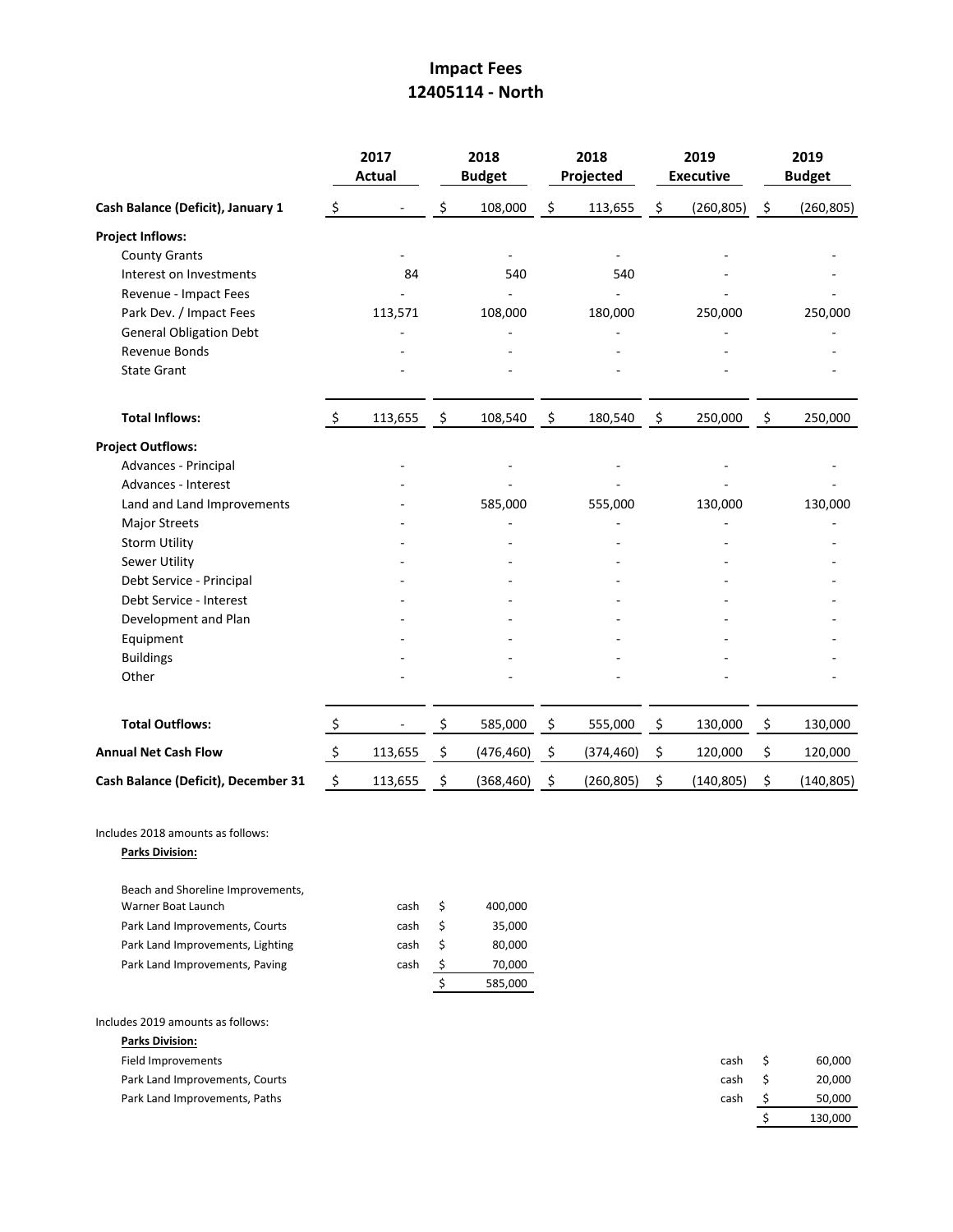# Impact Fees
## 12405114 - North

| | 2017 Actual | 2018 Budget | 2018 Projected | 2019 Executive | 2019 Budget |
|---|---|---|---|---|---|
| **Cash Balance (Deficit), January 1** | $ - | $ 108,000 | $ 113,655 | $ (260,805) | $ (260,805) |
| **Project Inflows:** | | | | | |
| County Grants | - | - | - | - | - |
| Interest on Investments | 84 | 540 | 540 | - | - |
| Revenue - Impact Fees | - | - | - | - | - |
| Park Dev. / Impact Fees | 113,571 | 108,000 | 180,000 | 250,000 | 250,000 |
| General Obligation Debt | - | - | - | - | - |
| Revenue Bonds | - | - | - | - | - |
| State Grant | - | - | - | - | - |
| **Total Inflows:** | $ 113,655 | $ 108,540 | $ 180,540 | $ 250,000 | $ 250,000 |
| **Project Outflows:** | | | | | |
| Advances - Principal | - | - | - | - | - |
| Advances - Interest | - | - | - | - | - |
| Land and Land Improvements | - | 585,000 | 555,000 | 130,000 | 130,000 |
| Major Streets | - | - | - | - | - |
| Storm Utility | - | - | - | - | - |
| Sewer Utility | - | - | - | - | - |
| Debt Service - Principal | - | - | - | - | - |
| Debt Service - Interest | - | - | - | - | - |
| Development and Plan | - | - | - | - | - |
| Equipment | - | - | - | - | - |
| Buildings | - | - | - | - | - |
| Other | - | - | - | - | - |
| **Total Outflows:** | $ - | $ 585,000 | $ 555,000 | $ 130,000 | $ 130,000 |
| **Annual Net Cash Flow** | $ 113,655 | $ (476,460) | $ (374,460) | $ 120,000 | $ 120,000 |
| **Cash Balance (Deficit), December 31** | $ 113,655 | $ (368,460) | $ (260,805) | $ (140,805) | $ (140,805) |

Includes 2018 amounts as follows:

**Parks Division:**

| | | |
|---|---|---|
| Beach and Shoreline Improvements, Warner Boat Launch | cash | $ 400,000 |
| Park Land Improvements, Courts | cash | $ 35,000 |
| Park Land Improvements, Lighting | cash | $ 80,000 |
| Park Land Improvements, Paving | cash | $ 70,000 |
| | | $ 585,000 |

Includes 2019 amounts as follows:

**Parks Division:**

| | | |
|---|---|---|
| Field Improvements | cash | $ 60,000 |
| Park Land Improvements, Courts | cash | $ 20,000 |
| Park Land Improvements, Paths | cash | $ 50,000 |
| | | $ 130,000 |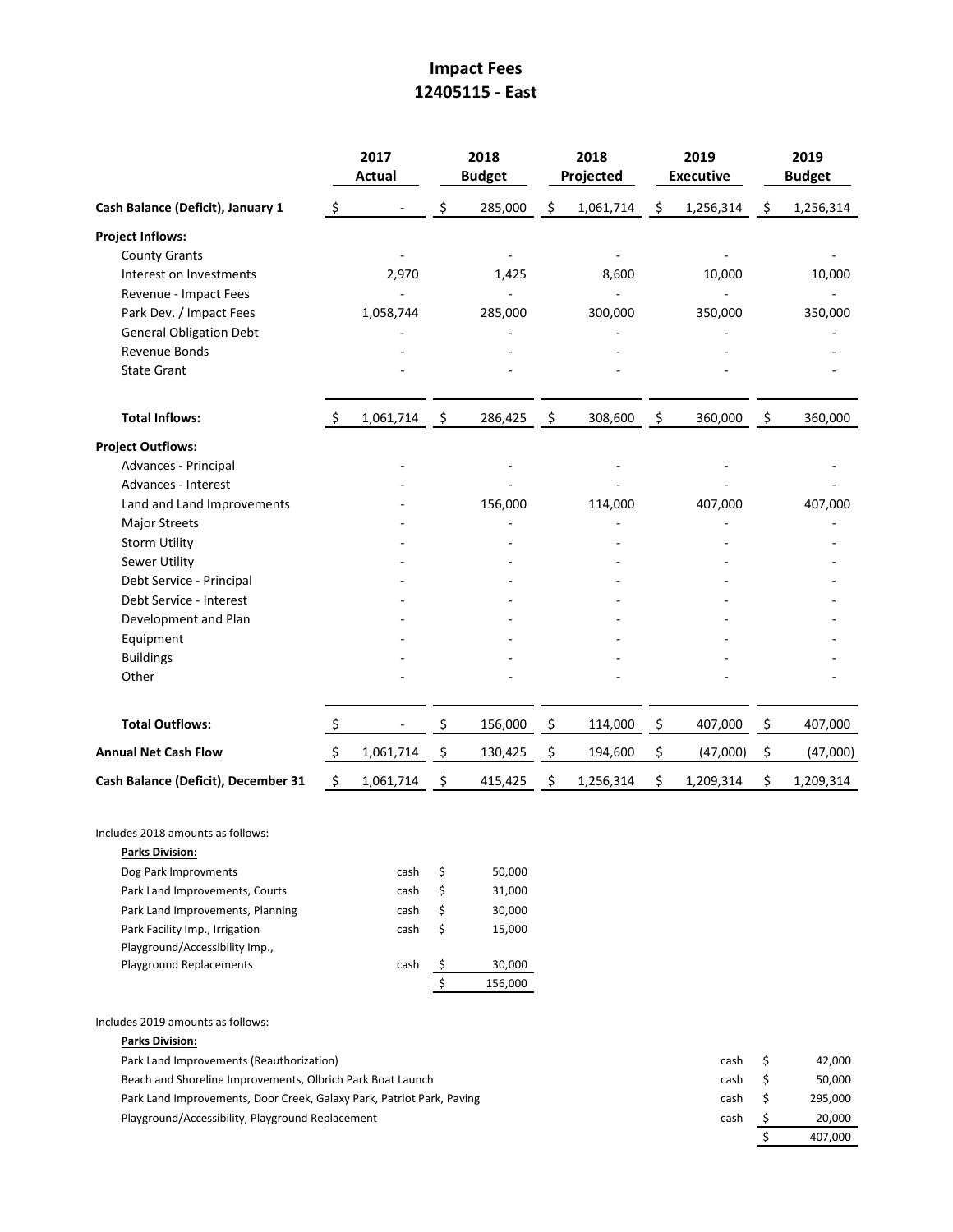# Impact Fees
## 12405115 - East

| | 2017 Actual | 2018 Budget | 2018 Projected | 2019 Executive | 2019 Budget |
|---|---|---|---|---|---|
| **Cash Balance (Deficit), January 1** | $ - | $ 285,000 | $ 1,061,714 | $ 1,256,314 | $ 1,256,314 |
| **Project Inflows:** | | | | | |
| County Grants | - | - | - | - | - |
| Interest on Investments | 2,970 | 1,425 | 8,600 | 10,000 | 10,000 |
| Revenue - Impact Fees | - | - | - | - | - |
| Park Dev. / Impact Fees | 1,058,744 | 285,000 | 300,000 | 350,000 | 350,000 |
| General Obligation Debt | - | - | - | - | - |
| Revenue Bonds | - | - | - | - | - |
| State Grant | - | - | - | - | - |
| **Total Inflows:** | $ 1,061,714 | $ 286,425 | $ 308,600 | $ 360,000 | $ 360,000 |
| **Project Outflows:** | | | | | |
| Advances - Principal | - | - | - | - | - |
| Advances - Interest | - | - | - | - | - |
| Land and Land Improvements | - | 156,000 | 114,000 | 407,000 | 407,000 |
| Major Streets | - | - | - | - | - |
| Storm Utility | - | - | - | - | - |
| Sewer Utility | - | - | - | - | - |
| Debt Service - Principal | - | - | - | - | - |
| Debt Service - Interest | - | - | - | - | - |
| Development and Plan | - | - | - | - | - |
| Equipment | - | - | - | - | - |
| Buildings | - | - | - | - | - |
| Other | - | - | - | - | - |
| **Total Outflows:** | $ - | $ 156,000 | $ 114,000 | $ 407,000 | $ 407,000 |
| **Annual Net Cash Flow** | $ 1,061,714 | $ 130,425 | $ 194,600 | $ (47,000) | $ (47,000) |
| **Cash Balance (Deficit), December 31** | $ 1,061,714 | $ 415,425 | $ 1,256,314 | $ 1,209,314 | $ 1,209,314 |

Includes 2018 amounts as follows:

**Parks Division:**

| | | |
|---|---|---|
| Dog Park Improvments | cash | $ 50,000 |
| Park Land Improvements, Courts | cash | $ 31,000 |
| Park Land Improvements, Planning | cash | $ 30,000 |
| Park Facility Imp., Irrigation | cash | $ 15,000 |
| Playground/Accessibility Imp., Playground Replacements | cash | $ 30,000 |
| | | $ 156,000 |

Includes 2019 amounts as follows:

**Parks Division:**

| | | |
|---|---|---|
| Park Land Improvements (Reauthorization) | cash | $ 42,000 |
| Beach and Shoreline Improvements, Olbrich Park Boat Launch | cash | $ 50,000 |
| Park Land Improvements, Door Creek, Galaxy Park, Patriot Park, Paving | cash | $ 295,000 |
| Playground/Accessibility, Playground Replacement | cash | $ 20,000 |
| | | $ 407,000 |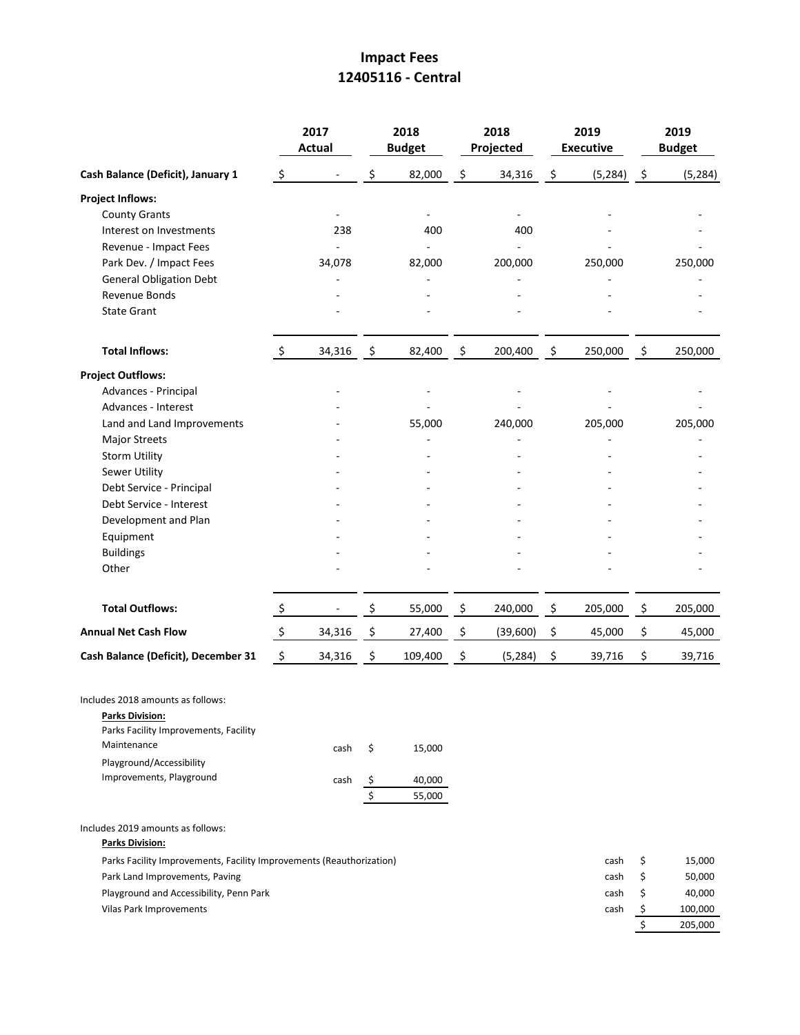# Impact Fees
## 12405116 - Central

| | 2017 Actual | 2018 Budget | 2018 Projected | 2019 Executive | 2019 Budget |
|---|---|---|---|---|---|
| **Cash Balance (Deficit), January 1** | $ - | $ 82,000 | $ 34,316 | $ (5,284) | $ (5,284) |
| **Project Inflows:** | | | | | |
| County Grants | - | - | - | - | - |
| Interest on Investments | 238 | 400 | 400 | - | - |
| Revenue - Impact Fees | - | - | - | - | - |
| Park Dev. / Impact Fees | 34,078 | 82,000 | 200,000 | 250,000 | 250,000 |
| General Obligation Debt | - | - | - | - | - |
| Revenue Bonds | - | - | - | - | - |
| State Grant | - | - | - | - | - |
| **Total Inflows:** | $ 34,316 | $ 82,400 | $ 200,400 | $ 250,000 | $ 250,000 |
| **Project Outflows:** | | | | | |
| Advances - Principal | - | - | - | - | - |
| Advances - Interest | - | - | - | - | - |
| Land and Land Improvements | - | 55,000 | 240,000 | 205,000 | 205,000 |
| Major Streets | - | - | - | - | - |
| Storm Utility | - | - | - | - | - |
| Sewer Utility | - | - | - | - | - |
| Debt Service - Principal | - | - | - | - | - |
| Debt Service - Interest | - | - | - | - | - |
| Development and Plan | - | - | - | - | - |
| Equipment | - | - | - | - | - |
| Buildings | - | - | - | - | - |
| Other | - | - | - | - | - |
| **Total Outflows:** | $ - | $ 55,000 | $ 240,000 | $ 205,000 | $ 205,000 |
| **Annual Net Cash Flow** | $ 34,316 | $ 27,400 | $ (39,600) | $ 45,000 | $ 45,000 |
| **Cash Balance (Deficit), December 31** | $ 34,316 | $ 109,400 | $ (5,284) | $ 39,716 | $ 39,716 |

Includes 2018 amounts as follows:

**Parks Division:**

| | | |
|---|---|---|
| Parks Facility Improvements, Facility Maintenance | cash | $ 15,000 |
| Playground/Accessibility Improvements, Playground | cash | $ 40,000 |
| | | $ 55,000 |

Includes 2019 amounts as follows:

**Parks Division:**

| | | |
|---|---|---|
| Parks Facility Improvements, Facility Improvements (Reauthorization) | cash | $ 15,000 |
| Park Land Improvements, Paving | cash | $ 50,000 |
| Playground and Accessibility, Penn Park | cash | $ 40,000 |
| Vilas Park Improvements | cash | $ 100,000 |
| | | $ 205,000 |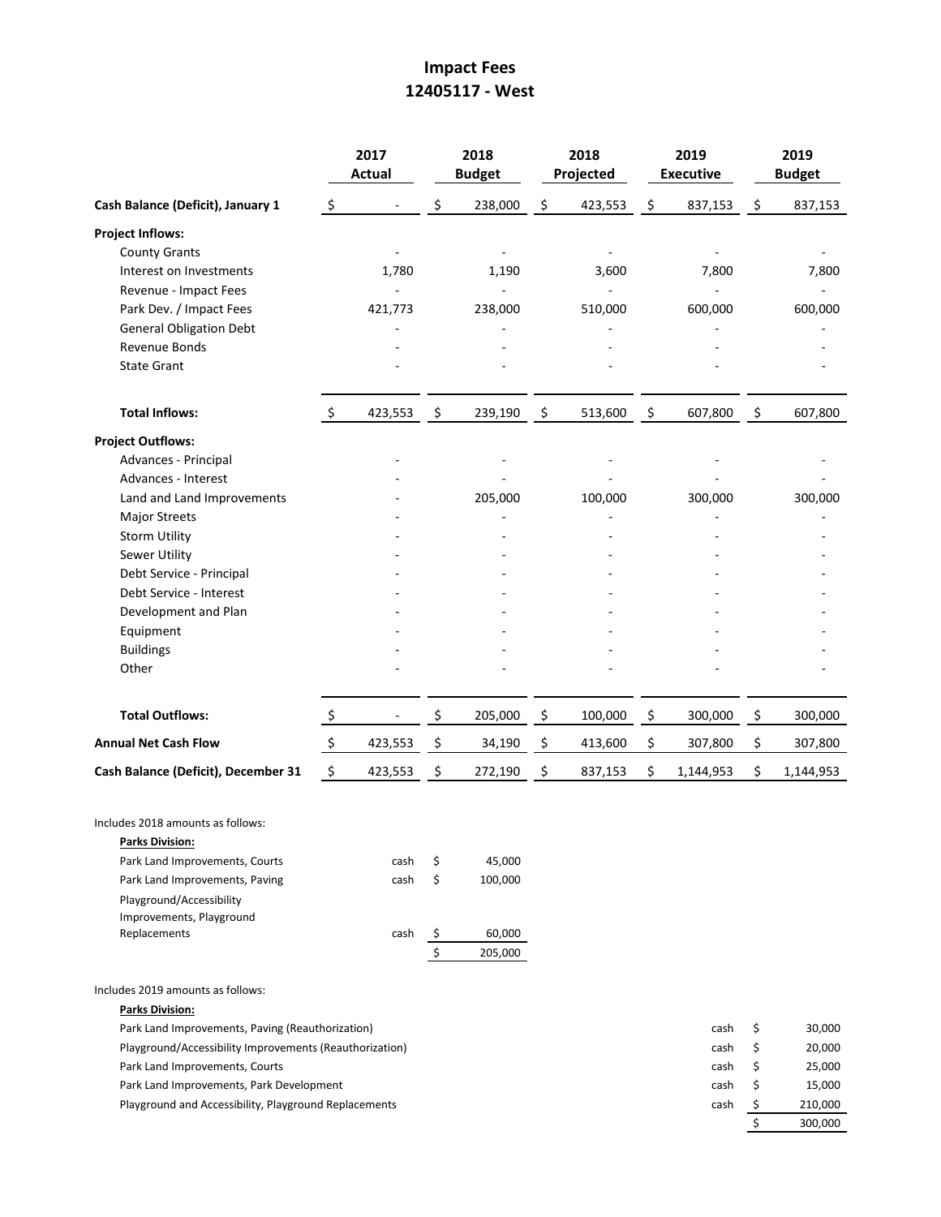# Impact Fees
## 12405117 - West

| | 2017 Actual | 2018 Budget | 2018 Projected | 2019 Executive | 2019 Budget |
|---|---|---|---|---|---|
| **Cash Balance (Deficit), January 1** | $ - | $ 238,000 | $ 423,553 | $ 837,153 | $ 837,153 |
| **Project Inflows:** | | | | | |
| County Grants | - | - | - | - | - |
| Interest on Investments | 1,780 | 1,190 | 3,600 | 7,800 | 7,800 |
| Revenue - Impact Fees | - | - | - | - | - |
| Park Dev. / Impact Fees | 421,773 | 238,000 | 510,000 | 600,000 | 600,000 |
| General Obligation Debt | - | - | - | - | - |
| Revenue Bonds | - | - | - | - | - |
| State Grant | - | - | - | - | - |
| **Total Inflows:** | $ 423,553 | $ 239,190 | $ 513,600 | $ 607,800 | $ 607,800 |
| **Project Outflows:** | | | | | |
| Advances - Principal | - | - | - | - | - |
| Advances - Interest | - | - | - | - | - |
| Land and Land Improvements | - | 205,000 | 100,000 | 300,000 | 300,000 |
| Major Streets | - | - | - | - | - |
| Storm Utility | - | - | - | - | - |
| Sewer Utility | - | - | - | - | - |
| Debt Service - Principal | - | - | - | - | - |
| Debt Service - Interest | - | - | - | - | - |
| Development and Plan | - | - | - | - | - |
| Equipment | - | - | - | - | - |
| Buildings | - | - | - | - | - |
| Other | - | - | - | - | - |
| **Total Outflows:** | $ - | $ 205,000 | $ 100,000 | $ 300,000 | $ 300,000 |
| **Annual Net Cash Flow** | $ 423,553 | $ 34,190 | $ 413,600 | $ 307,800 | $ 307,800 |
| **Cash Balance (Deficit), December 31** | $ 423,553 | $ 272,190 | $ 837,153 | $ 1,144,953 | $ 1,144,953 |

Includes 2018 amounts as follows:

**Parks Division:**

| | | |
|---|---|---|
| Park Land Improvements, Courts | cash | $ 45,000 |
| Park Land Improvements, Paving | cash | $ 100,000 |
| Playground/Accessibility Improvements, Playground Replacements | cash | $ 60,000 |
| | | $ 205,000 |

Includes 2019 amounts as follows:

**Parks Division:**

| | | |
|---|---|---|
| Park Land Improvements, Paving (Reauthorization) | cash | $ 30,000 |
| Playground/Accessibility Improvements (Reauthorization) | cash | $ 20,000 |
| Park Land Improvements, Courts | cash | $ 25,000 |
| Park Land Improvements, Park Development | cash | $ 15,000 |
| Playground and Accessibility, Playground Replacements | cash | $ 210,000 |
| | | $ 300,000 |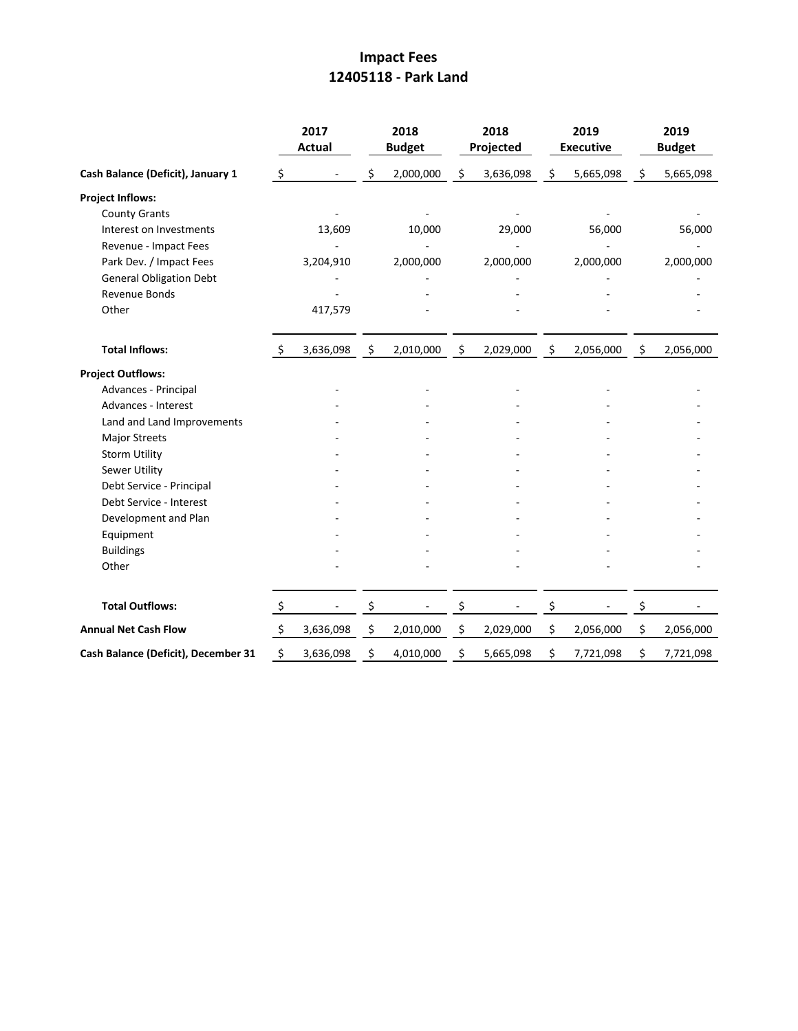# Impact Fees
## 12405118 - Park Land

| | 2017 Actual | 2018 Budget | 2018 Projected | 2019 Executive | 2019 Budget |
|---|---|---|---|---|---|
| **Cash Balance (Deficit), January 1** | $ - | $ 2,000,000 | $ 3,636,098 | $ 5,665,098 | $ 5,665,098 |
| **Project Inflows:** | | | | | |
| County Grants | - | - | - | - | - |
| Interest on Investments | 13,609 | 10,000 | 29,000 | 56,000 | 56,000 |
| Revenue - Impact Fees | - | - | - | - | - |
| Park Dev. / Impact Fees | 3,204,910 | 2,000,000 | 2,000,000 | 2,000,000 | 2,000,000 |
| General Obligation Debt | - | - | - | - | - |
| Revenue Bonds | - | - | - | - | - |
| Other | 417,579 | - | - | - | - |
| **Total Inflows:** | $ 3,636,098 | $ 2,010,000 | $ 2,029,000 | $ 2,056,000 | $ 2,056,000 |
| **Project Outflows:** | | | | | |
| Advances - Principal | - | - | - | - | - |
| Advances - Interest | - | - | - | - | - |
| Land and Land Improvements | - | - | - | - | - |
| Major Streets | - | - | - | - | - |
| Storm Utility | - | - | - | - | - |
| Sewer Utility | - | - | - | - | - |
| Debt Service - Principal | - | - | - | - | - |
| Debt Service - Interest | - | - | - | - | - |
| Development and Plan | - | - | - | - | - |
| Equipment | - | - | - | - | - |
| Buildings | - | - | - | - | - |
| Other | - | - | - | - | - |
| **Total Outflows:** | $ - | $ - | $ - | $ - | $ - |
| **Annual Net Cash Flow** | $ 3,636,098 | $ 2,010,000 | $ 2,029,000 | $ 2,056,000 | $ 2,056,000 |
| **Cash Balance (Deficit), December 31** | $ 3,636,098 | $ 4,010,000 | $ 5,665,098 | $ 7,721,098 | $ 7,721,098 |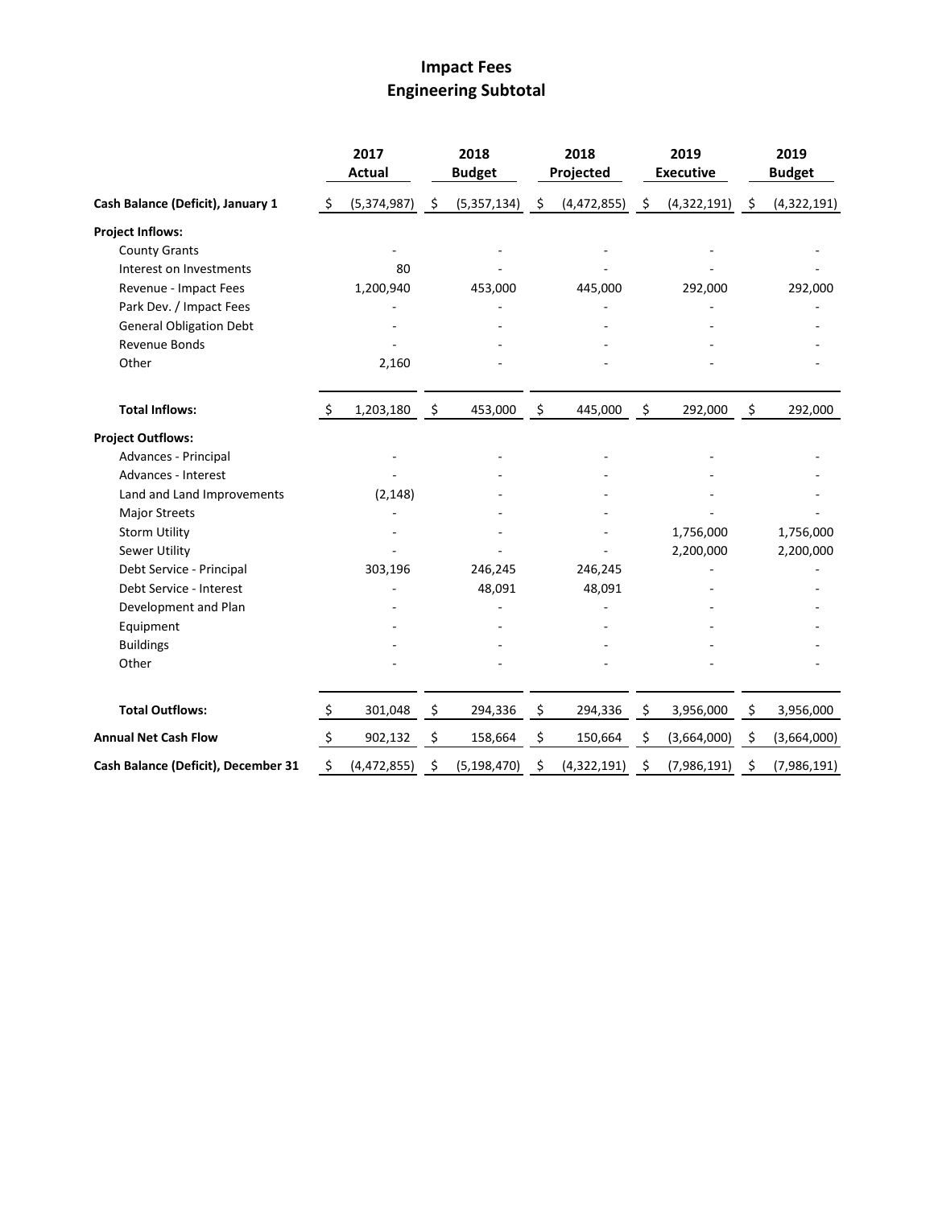# Impact Fees
## Engineering Subtotal

| | 2017 Actual | 2018 Budget | 2018 Projected | 2019 Executive | 2019 Budget |
|---|---|---|---|---|---|
| **Cash Balance (Deficit), January 1** | $ (5,374,987) | $ (5,357,134) | $ (4,472,855) | $ (4,322,191) | $ (4,322,191) |
| **Project Inflows:** | | | | | |
| County Grants | - | - | - | - | - |
| Interest on Investments | 80 | - | - | - | - |
| Revenue - Impact Fees | 1,200,940 | 453,000 | 445,000 | 292,000 | 292,000 |
| Park Dev. / Impact Fees | - | - | - | - | - |
| General Obligation Debt | - | - | - | - | - |
| Revenue Bonds | - | - | - | - | - |
| Other | 2,160 | - | - | - | - |
| **Total Inflows:** | $ 1,203,180 | $ 453,000 | $ 445,000 | $ 292,000 | $ 292,000 |
| **Project Outflows:** | | | | | |
| Advances - Principal | - | - | - | - | - |
| Advances - Interest | - | - | - | - | - |
| Land and Land Improvements | (2,148) | - | - | - | - |
| Major Streets | - | - | - | - | - |
| Storm Utility | - | - | - | 1,756,000 | 1,756,000 |
| Sewer Utility | - | - | - | 2,200,000 | 2,200,000 |
| Debt Service - Principal | 303,196 | 246,245 | 246,245 | - | - |
| Debt Service - Interest | - | 48,091 | 48,091 | - | - |
| Development and Plan | - | - | - | - | - |
| Equipment | - | - | - | - | - |
| Buildings | - | - | - | - | - |
| Other | - | - | - | - | - |
| **Total Outflows:** | $ 301,048 | $ 294,336 | $ 294,336 | $ 3,956,000 | $ 3,956,000 |
| **Annual Net Cash Flow** | $ 902,132 | $ 158,664 | $ 150,664 | $ (3,664,000) | $ (3,664,000) |
| **Cash Balance (Deficit), December 31** | $ (4,472,855) | $ (5,198,470) | $ (4,322,191) | $ (7,986,191) | $ (7,986,191) |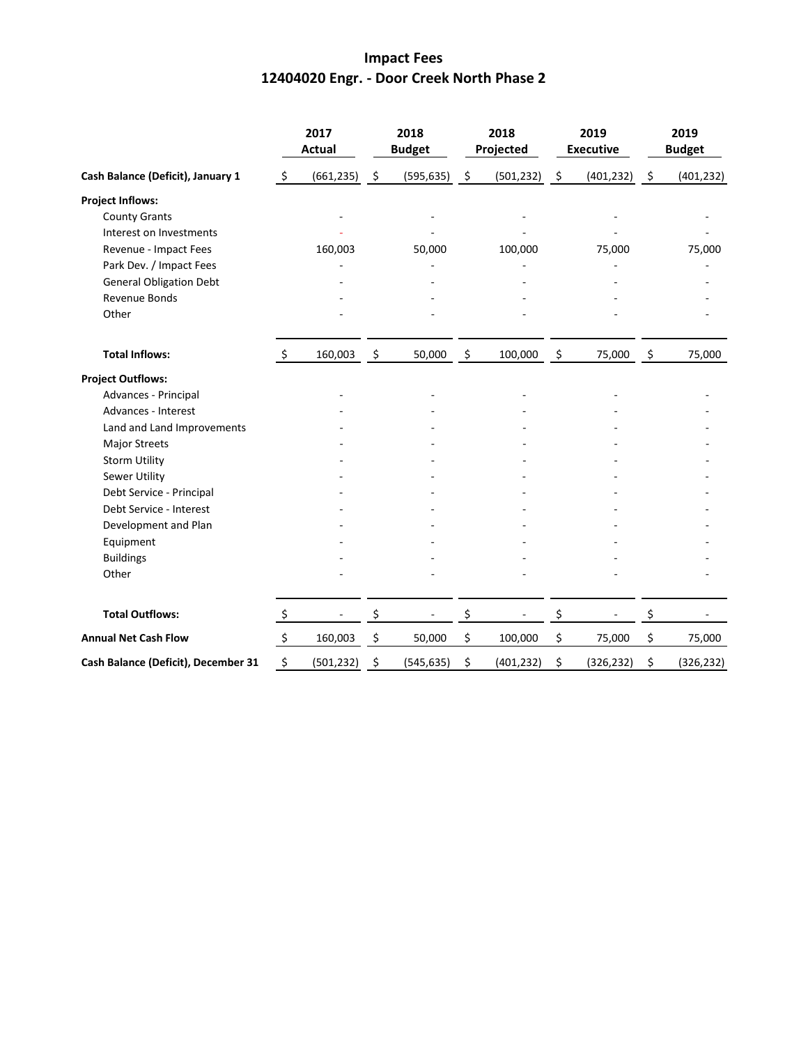# Impact Fees
## 12404020 Engr. - Door Creek North Phase 2

| | 2017 Actual | 2018 Budget | 2018 Projected | 2019 Executive | 2019 Budget |
|---|---|---|---|---|---|
| **Cash Balance (Deficit), January 1** | $ (661,235) | $ (595,635) | $ (501,232) | $ (401,232) | $ (401,232) |
| **Project Inflows:** | | | | | |
| County Grants | - | - | - | - | - |
| Interest on Investments | - | - | - | - | - |
| Revenue - Impact Fees | 160,003 | 50,000 | 100,000 | 75,000 | 75,000 |
| Park Dev. / Impact Fees | - | - | - | - | - |
| General Obligation Debt | - | - | - | - | - |
| Revenue Bonds | - | - | - | - | - |
| Other | - | - | - | - | - |
| **Total Inflows:** | $ 160,003 | $ 50,000 | $ 100,000 | $ 75,000 | $ 75,000 |
| **Project Outflows:** | | | | | |
| Advances - Principal | - | - | - | - | - |
| Advances - Interest | - | - | - | - | - |
| Land and Land Improvements | - | - | - | - | - |
| Major Streets | - | - | - | - | - |
| Storm Utility | - | - | - | - | - |
| Sewer Utility | - | - | - | - | - |
| Debt Service - Principal | - | - | - | - | - |
| Debt Service - Interest | - | - | - | - | - |
| Development and Plan | - | - | - | - | - |
| Equipment | - | - | - | - | - |
| Buildings | - | - | - | - | - |
| Other | - | - | - | - | - |
| **Total Outflows:** | $ - | $ - | $ - | $ - | $ - |
| **Annual Net Cash Flow** | $ 160,003 | $ 50,000 | $ 100,000 | $ 75,000 | $ 75,000 |
| **Cash Balance (Deficit), December 31** | $ (501,232) | $ (545,635) | $ (401,232) | $ (326,232) | $ (326,232) |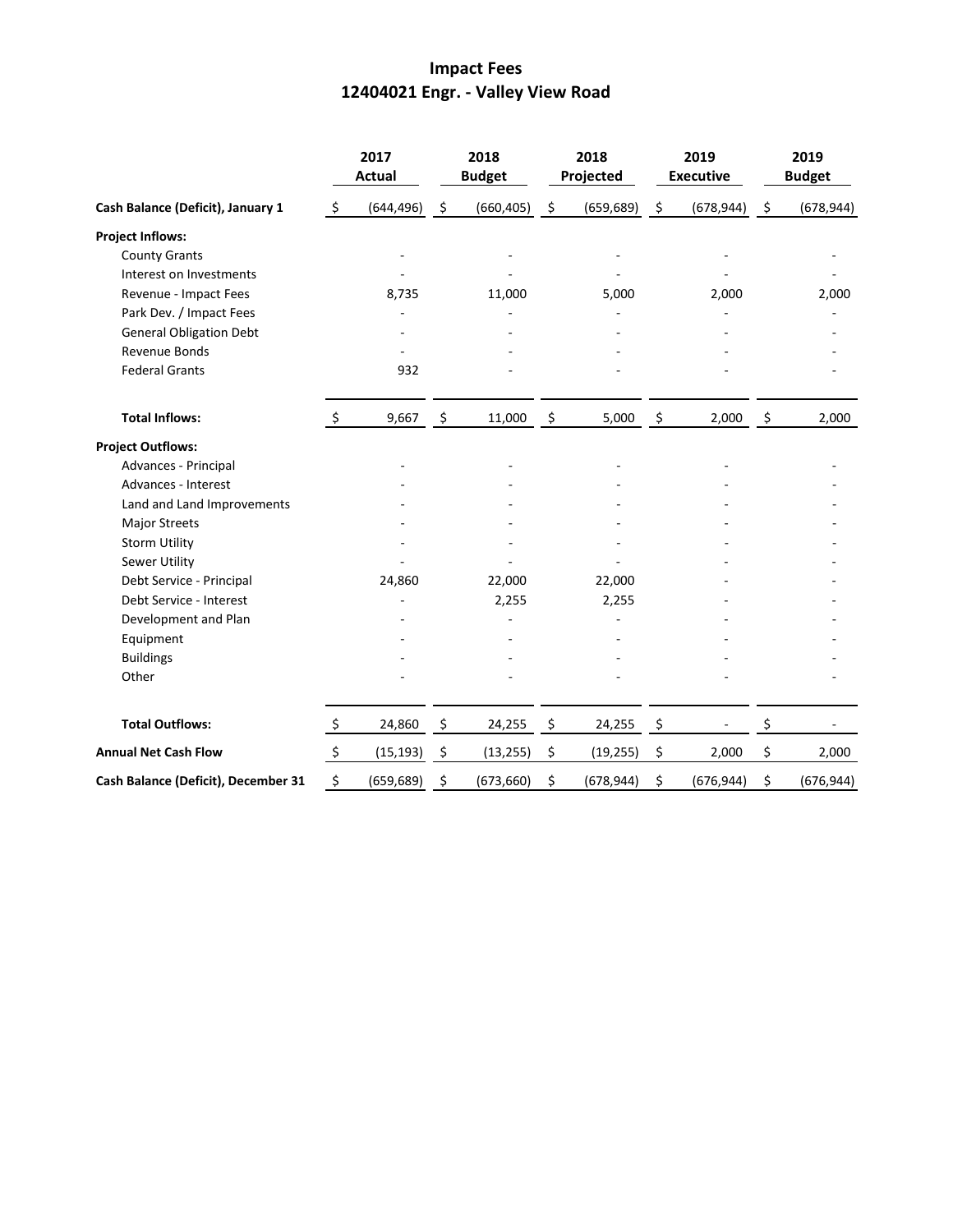# Impact Fees
## 12404021 Engr. - Valley View Road

| | 2017 Actual | 2018 Budget | 2018 Projected | 2019 Executive | 2019 Budget |
|---|---|---|---|---|---|
| **Cash Balance (Deficit), January 1** | $ (644,496) | $ (660,405) | $ (659,689) | $ (678,944) | $ (678,944) |
| **Project Inflows:** | | | | | |
| County Grants | - | - | - | - | - |
| Interest on Investments | - | - | - | - | - |
| Revenue - Impact Fees | 8,735 | 11,000 | 5,000 | 2,000 | 2,000 |
| Park Dev. / Impact Fees | - | - | - | - | - |
| General Obligation Debt | - | - | - | - | - |
| Revenue Bonds | - | - | - | - | - |
| Federal Grants | 932 | - | - | - | - |
| **Total Inflows:** | $ 9,667 | $ 11,000 | $ 5,000 | $ 2,000 | $ 2,000 |
| **Project Outflows:** | | | | | |
| Advances - Principal | - | - | - | - | - |
| Advances - Interest | - | - | - | - | - |
| Land and Land Improvements | - | - | - | - | - |
| Major Streets | - | - | - | - | - |
| Storm Utility | - | - | - | - | - |
| Sewer Utility | - | - | - | - | - |
| Debt Service - Principal | 24,860 | 22,000 | 22,000 | - | - |
| Debt Service - Interest | - | 2,255 | 2,255 | - | - |
| Development and Plan | - | - | - | - | - |
| Equipment | - | - | - | - | - |
| Buildings | - | - | - | - | - |
| Other | - | - | - | - | - |
| **Total Outflows:** | $ 24,860 | $ 24,255 | $ 24,255 | $ - | $ - |
| **Annual Net Cash Flow** | $ (15,193) | $ (13,255) | $ (19,255) | $ 2,000 | $ 2,000 |
| **Cash Balance (Deficit), December 31** | $ (659,689) | $ (673,660) | $ (678,944) | $ (676,944) | $ (676,944) |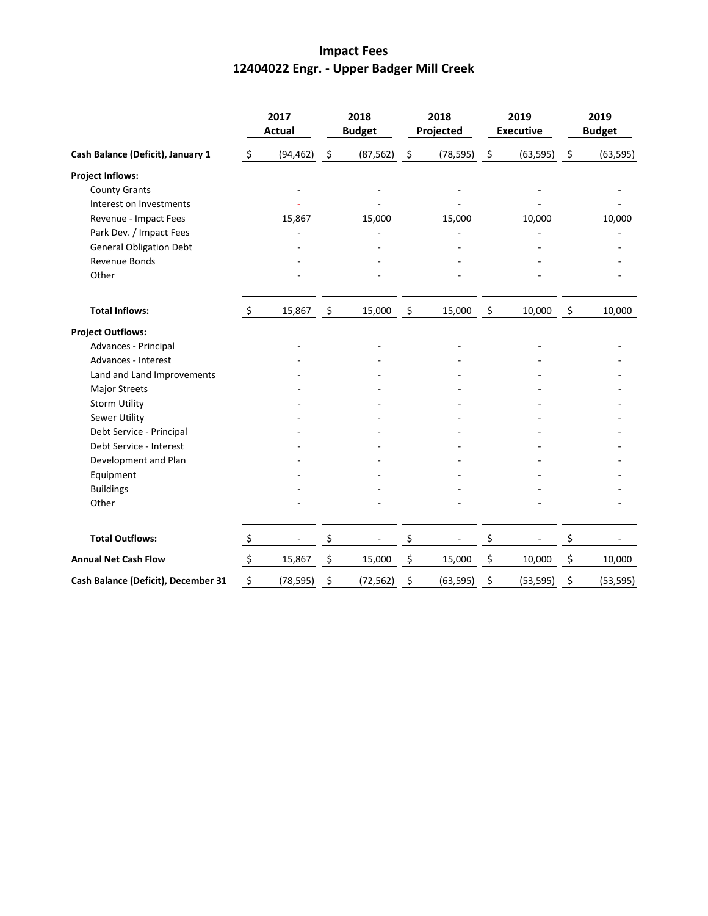# Impact Fees

## 12404022 Engr. - Upper Badger Mill Creek

| | 2017 Actual | 2018 Budget | 2018 Projected | 2019 Executive | 2019 Budget |
|---|---|---|---|---|---|
| **Cash Balance (Deficit), January 1** | $ (94,462) | $ (87,562) | $ (78,595) | $ (63,595) | $ (63,595) |
| **Project Inflows:** | | | | | |
| County Grants | - | - | - | - | - |
| Interest on Investments | - | - | - | - | - |
| Revenue - Impact Fees | 15,867 | 15,000 | 15,000 | 10,000 | 10,000 |
| Park Dev. / Impact Fees | - | - | - | - | - |
| General Obligation Debt | - | - | - | - | - |
| Revenue Bonds | - | - | - | - | - |
| Other | - | - | - | - | - |
| **Total Inflows:** | $ 15,867 | $ 15,000 | $ 15,000 | $ 10,000 | $ 10,000 |
| **Project Outflows:** | | | | | |
| Advances - Principal | - | - | - | - | - |
| Advances - Interest | - | - | - | - | - |
| Land and Land Improvements | - | - | - | - | - |
| Major Streets | - | - | - | - | - |
| Storm Utility | - | - | - | - | - |
| Sewer Utility | - | - | - | - | - |
| Debt Service - Principal | - | - | - | - | - |
| Debt Service - Interest | - | - | - | - | - |
| Development and Plan | - | - | - | - | - |
| Equipment | - | - | - | - | - |
| Buildings | - | - | - | - | - |
| Other | - | - | - | - | - |
| **Total Outflows:** | $ - | $ - | $ - | $ - | $ - |
| **Annual Net Cash Flow** | $ 15,867 | $ 15,000 | $ 15,000 | $ 10,000 | $ 10,000 |
| **Cash Balance (Deficit), December 31** | $ (78,595) | $ (72,562) | $ (63,595) | $ (53,595) | $ (53,595) |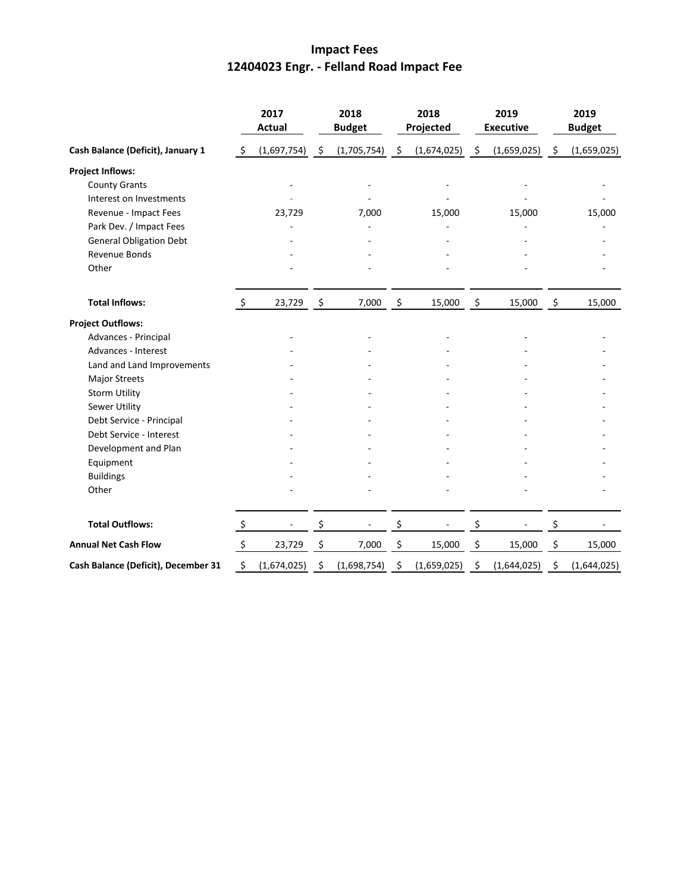# Impact Fees
## 12404023 Engr. - Felland Road Impact Fee

| | 2017 Actual | 2018 Budget | 2018 Projected | 2019 Executive | 2019 Budget |
|---|---|---|---|---|---|
| **Cash Balance (Deficit), January 1** | $ (1,697,754) | $ (1,705,754) | $ (1,674,025) | $ (1,659,025) | $ (1,659,025) |
| **Project Inflows:** | | | | | |
| County Grants | - | - | - | - | - |
| Interest on Investments | - | - | - | - | - |
| Revenue - Impact Fees | 23,729 | 7,000 | 15,000 | 15,000 | 15,000 |
| Park Dev. / Impact Fees | - | - | - | - | - |
| General Obligation Debt | - | - | - | - | - |
| Revenue Bonds | - | - | - | - | - |
| Other | - | - | - | - | - |
| **Total Inflows:** | $ 23,729 | $ 7,000 | $ 15,000 | $ 15,000 | $ 15,000 |
| **Project Outflows:** | | | | | |
| Advances - Principal | - | - | - | - | - |
| Advances - Interest | - | - | - | - | - |
| Land and Land Improvements | - | - | - | - | - |
| Major Streets | - | - | - | - | - |
| Storm Utility | - | - | - | - | - |
| Sewer Utility | - | - | - | - | - |
| Debt Service - Principal | - | - | - | - | - |
| Debt Service - Interest | - | - | - | - | - |
| Development and Plan | - | - | - | - | - |
| Equipment | - | - | - | - | - |
| Buildings | - | - | - | - | - |
| Other | - | - | - | - | - |
| **Total Outflows:** | $ - | $ - | $ - | $ - | $ - |
| **Annual Net Cash Flow** | $ 23,729 | $ 7,000 | $ 15,000 | $ 15,000 | $ 15,000 |
| **Cash Balance (Deficit), December 31** | $ (1,674,025) | $ (1,698,754) | $ (1,659,025) | $ (1,644,025) | $ (1,644,025) |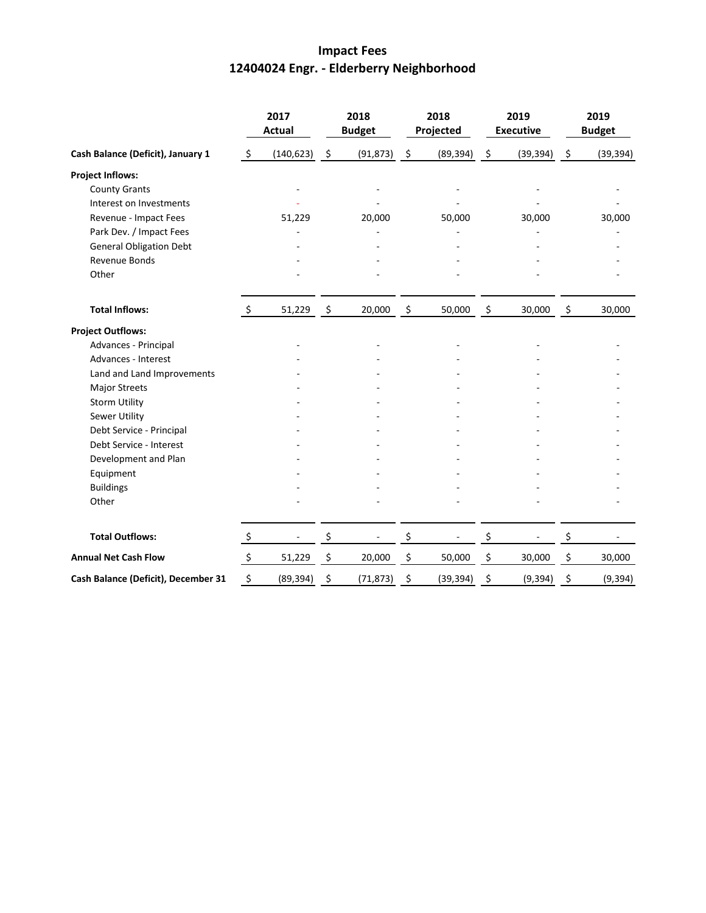# Impact Fees
## 12404024 Engr. - Elderberry Neighborhood

| | 2017 Actual | 2018 Budget | 2018 Projected | 2019 Executive | 2019 Budget |
|---|---|---|---|---|---|
| **Cash Balance (Deficit), January 1** | $ (140,623) | $ (91,873) | $ (89,394) | $ (39,394) | $ (39,394) |
| **Project Inflows:** | | | | | |
| County Grants | - | - | - | - | - |
| Interest on Investments | - | - | - | - | - |
| Revenue - Impact Fees | 51,229 | 20,000 | 50,000 | 30,000 | 30,000 |
| Park Dev. / Impact Fees | - | - | - | - | - |
| General Obligation Debt | - | - | - | - | - |
| Revenue Bonds | - | - | - | - | - |
| Other | - | - | - | - | - |
| **Total Inflows:** | $ 51,229 | $ 20,000 | $ 50,000 | $ 30,000 | $ 30,000 |
| **Project Outflows:** | | | | | |
| Advances - Principal | - | - | - | - | - |
| Advances - Interest | - | - | - | - | - |
| Land and Land Improvements | - | - | - | - | - |
| Major Streets | - | - | - | - | - |
| Storm Utility | - | - | - | - | - |
| Sewer Utility | - | - | - | - | - |
| Debt Service - Principal | - | - | - | - | - |
| Debt Service - Interest | - | - | - | - | - |
| Development and Plan | - | - | - | - | - |
| Equipment | - | - | - | - | - |
| Buildings | - | - | - | - | - |
| Other | - | - | - | - | - |
| **Total Outflows:** | $ - | $ - | $ - | $ - | $ - |
| **Annual Net Cash Flow** | $ 51,229 | $ 20,000 | $ 50,000 | $ 30,000 | $ 30,000 |
| **Cash Balance (Deficit), December 31** | $ (89,394) | $ (71,873) | $ (39,394) | $ (9,394) | $ (9,394) |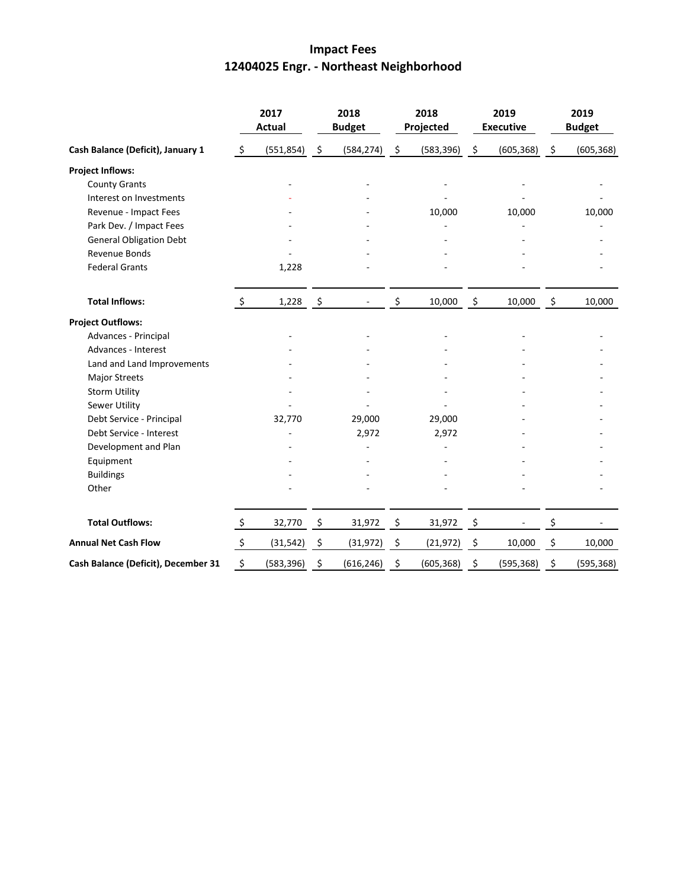# Impact Fees
## 12404025 Engr. - Northeast Neighborhood

| | 2017 Actual | 2018 Budget | 2018 Projected | 2019 Executive | 2019 Budget |
|---|---|---|---|---|---|
| **Cash Balance (Deficit), January 1** | $ (551,854) | $ (584,274) | $ (583,396) | $ (605,368) | $ (605,368) |
| **Project Inflows:** | | | | | |
| County Grants | - | - | - | - | - |
| Interest on Investments | - | - | - | - | - |
| Revenue - Impact Fees | - | - | 10,000 | 10,000 | 10,000 |
| Park Dev. / Impact Fees | - | - | - | - | - |
| General Obligation Debt | - | - | - | - | - |
| Revenue Bonds | - | - | - | - | - |
| Federal Grants | 1,228 | - | - | - | - |
| **Total Inflows:** | $ 1,228 | $ - | $ 10,000 | $ 10,000 | $ 10,000 |
| **Project Outflows:** | | | | | |
| Advances - Principal | - | - | - | - | - |
| Advances - Interest | - | - | - | - | - |
| Land and Land Improvements | - | - | - | - | - |
| Major Streets | - | - | - | - | - |
| Storm Utility | - | - | - | - | - |
| Sewer Utility | - | - | - | - | - |
| Debt Service - Principal | 32,770 | 29,000 | 29,000 | - | - |
| Debt Service - Interest | - | 2,972 | 2,972 | - | - |
| Development and Plan | - | - | - | - | - |
| Equipment | - | - | - | - | - |
| Buildings | - | - | - | - | - |
| Other | - | - | - | - | - |
| **Total Outflows:** | $ 32,770 | $ 31,972 | $ 31,972 | $ - | $ - |
| **Annual Net Cash Flow** | $ (31,542) | $ (31,972) | $ (21,972) | $ 10,000 | $ 10,000 |
| **Cash Balance (Deficit), December 31** | $ (583,396) | $ (616,246) | $ (605,368) | $ (595,368) | $ (595,368) |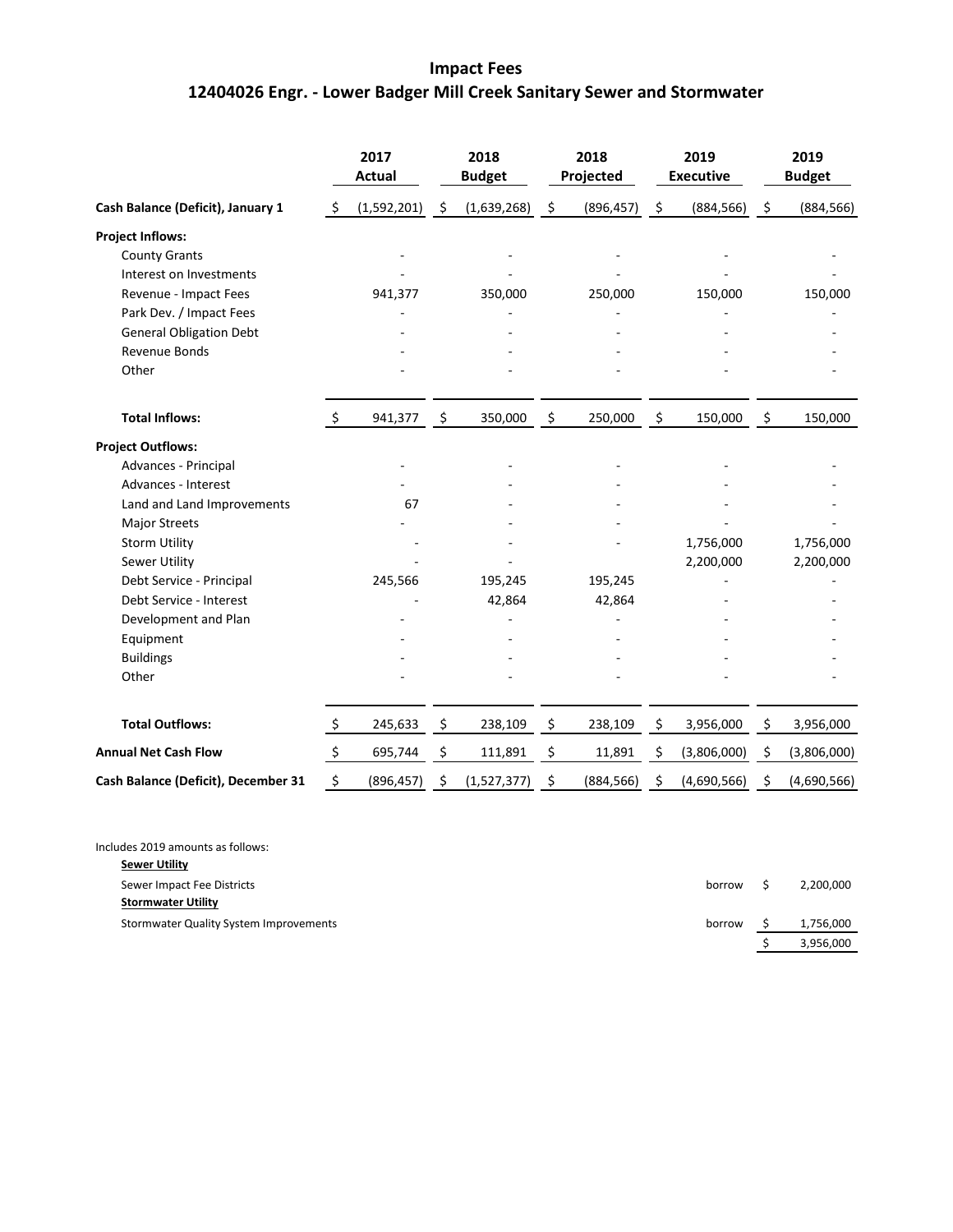# Impact Fees

## 12404026 Engr. - Lower Badger Mill Creek Sanitary Sewer and Stormwater

| | 2017 Actual | 2018 Budget | 2018 Projected | 2019 Executive | 2019 Budget |
|---|---|---|---|---|---|
| **Cash Balance (Deficit), January 1** | $ (1,592,201) | $ (1,639,268) | $ (896,457) | $ (884,566) | $ (884,566) |
| **Project Inflows:** | | | | | |
| County Grants | - | - | - | - | - |
| Interest on Investments | - | - | - | - | - |
| Revenue - Impact Fees | 941,377 | 350,000 | 250,000 | 150,000 | 150,000 |
| Park Dev. / Impact Fees | - | - | - | - | - |
| General Obligation Debt | - | - | - | - | - |
| Revenue Bonds | - | - | - | - | - |
| Other | - | - | - | - | - |
| **Total Inflows:** | $ 941,377 | $ 350,000 | $ 250,000 | $ 150,000 | $ 150,000 |
| **Project Outflows:** | | | | | |
| Advances - Principal | - | - | - | - | - |
| Advances - Interest | - | - | - | - | - |
| Land and Land Improvements | 67 | - | - | - | - |
| Major Streets | - | - | - | - | - |
| Storm Utility | - | - | - | 1,756,000 | 1,756,000 |
| Sewer Utility | - | - | - | 2,200,000 | 2,200,000 |
| Debt Service - Principal | 245,566 | 195,245 | 195,245 | - | - |
| Debt Service - Interest | - | 42,864 | 42,864 | - | - |
| Development and Plan | - | - | - | - | - |
| Equipment | - | - | - | - | - |
| Buildings | - | - | - | - | - |
| Other | - | - | - | - | - |
| **Total Outflows:** | $ 245,633 | $ 238,109 | $ 238,109 | $ 3,956,000 | $ 3,956,000 |
| **Annual Net Cash Flow** | $ 695,744 | $ 111,891 | $ 11,891 | $ (3,806,000) | $ (3,806,000) |
| **Cash Balance (Deficit), December 31** | $ (896,457) | $ (1,527,377) | $ (884,566) | $ (4,690,566) | $ (4,690,566) |

Includes 2019 amounts as follows:

| | | |
|---|---|---|
| **Sewer Utility** | | |
| Sewer Impact Fee Districts | borrow | $ 2,200,000 |
| **Stormwater Utility** | | |
| Stormwater Quality System Improvements | borrow | $ 1,756,000 |
| | | $ 3,956,000 |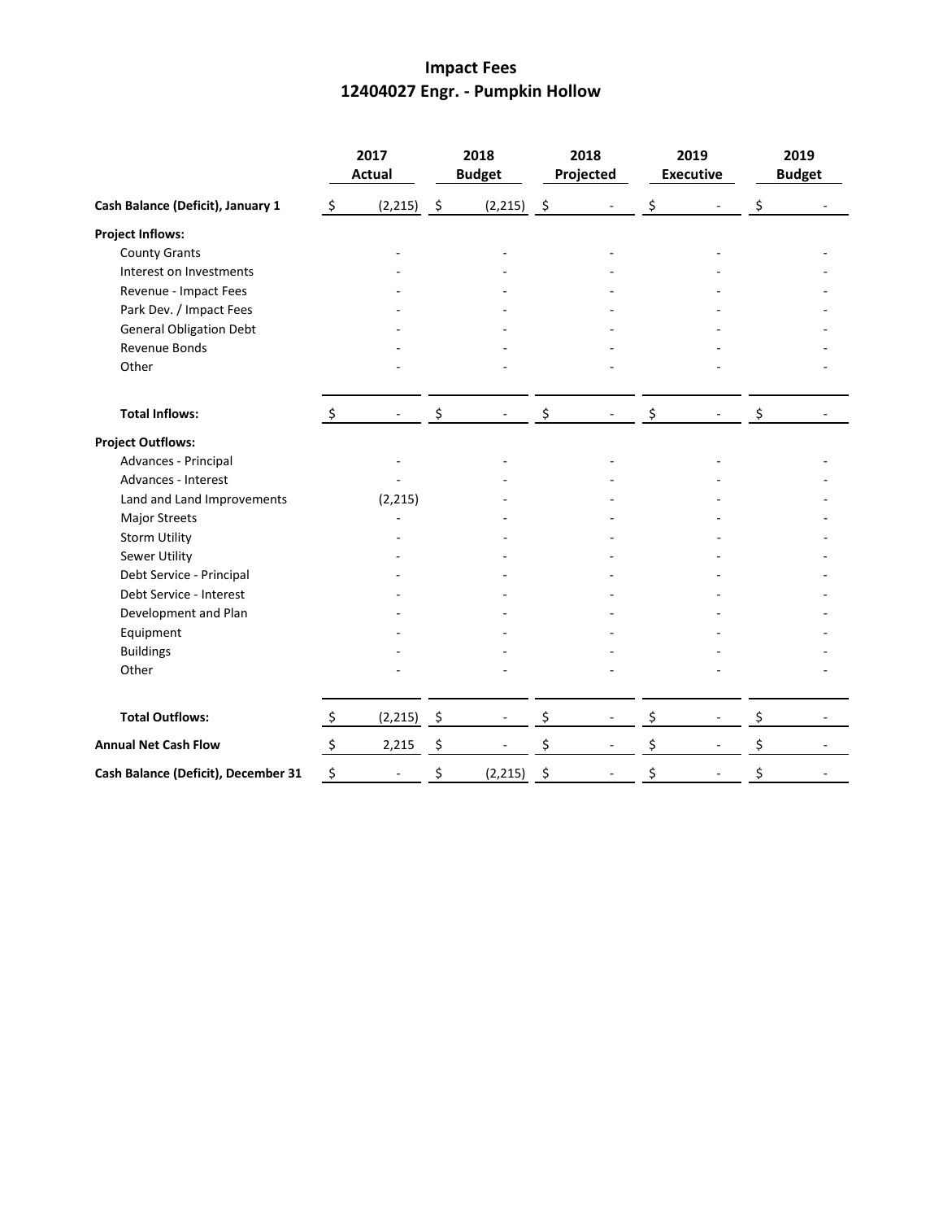# Impact Fees
## 12404027 Engr. - Pumpkin Hollow

| | 2017 Actual | 2018 Budget | 2018 Projected | 2019 Executive | 2019 Budget |
|---|---|---|---|---|---|
| **Cash Balance (Deficit), January 1** | $ (2,215) | $ (2,215) | $ - | $ - | $ - |
| **Project Inflows:** | | | | | |
| County Grants | - | - | - | - | - |
| Interest on Investments | - | - | - | - | - |
| Revenue - Impact Fees | - | - | - | - | - |
| Park Dev. / Impact Fees | - | - | - | - | - |
| General Obligation Debt | - | - | - | - | - |
| Revenue Bonds | - | - | - | - | - |
| Other | - | - | - | - | - |
| **Total Inflows:** | $ - | $ - | $ - | $ - | $ - |
| **Project Outflows:** | | | | | |
| Advances - Principal | - | - | - | - | - |
| Advances - Interest | - | - | - | - | - |
| Land and Land Improvements | (2,215) | - | - | - | - |
| Major Streets | - | - | - | - | - |
| Storm Utility | - | - | - | - | - |
| Sewer Utility | - | - | - | - | - |
| Debt Service - Principal | - | - | - | - | - |
| Debt Service - Interest | - | - | - | - | - |
| Development and Plan | - | - | - | - | - |
| Equipment | - | - | - | - | - |
| Buildings | - | - | - | - | - |
| Other | - | - | - | - | - |
| **Total Outflows:** | $ (2,215) | $ - | $ - | $ - | $ - |
| **Annual Net Cash Flow** | $ 2,215 | $ - | $ - | $ - | $ - |
| **Cash Balance (Deficit), December 31** | $ - | $ (2,215) | $ - | $ - | $ - |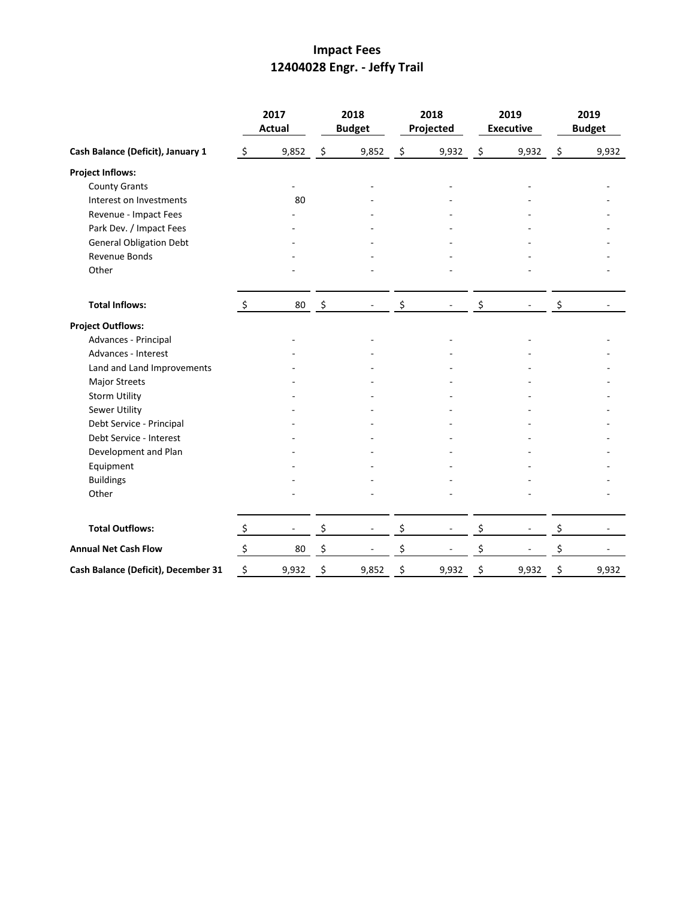# Impact Fees
## 12404028 Engr. - Jeffy Trail

| | 2017 Actual | 2018 Budget | 2018 Projected | 2019 Executive | 2019 Budget |
|---|---|---|---|---|---|
| **Cash Balance (Deficit), January 1** | $ 9,852 | $ 9,852 | $ 9,932 | $ 9,932 | $ 9,932 |
| **Project Inflows:** | | | | | |
| County Grants | - | - | - | - | - |
| Interest on Investments | 80 | - | - | - | - |
| Revenue - Impact Fees | - | - | - | - | - |
| Park Dev. / Impact Fees | - | - | - | - | - |
| General Obligation Debt | - | - | - | - | - |
| Revenue Bonds | - | - | - | - | - |
| Other | - | - | - | - | - |
| **Total Inflows:** | $ 80 | $ - | $ - | $ - | $ - |
| **Project Outflows:** | | | | | |
| Advances - Principal | - | - | - | - | - |
| Advances - Interest | - | - | - | - | - |
| Land and Land Improvements | - | - | - | - | - |
| Major Streets | - | - | - | - | - |
| Storm Utility | - | - | - | - | - |
| Sewer Utility | - | - | - | - | - |
| Debt Service - Principal | - | - | - | - | - |
| Debt Service - Interest | - | - | - | - | - |
| Development and Plan | - | - | - | - | - |
| Equipment | - | - | - | - | - |
| Buildings | - | - | - | - | - |
| Other | - | - | - | - | - |
| **Total Outflows:** | $ - | $ - | $ - | $ - | $ - |
| **Annual Net Cash Flow** | $ 80 | $ - | $ - | $ - | $ - |
| **Cash Balance (Deficit), December 31** | $ 9,932 | $ 9,852 | $ 9,932 | $ 9,932 | $ 9,932 |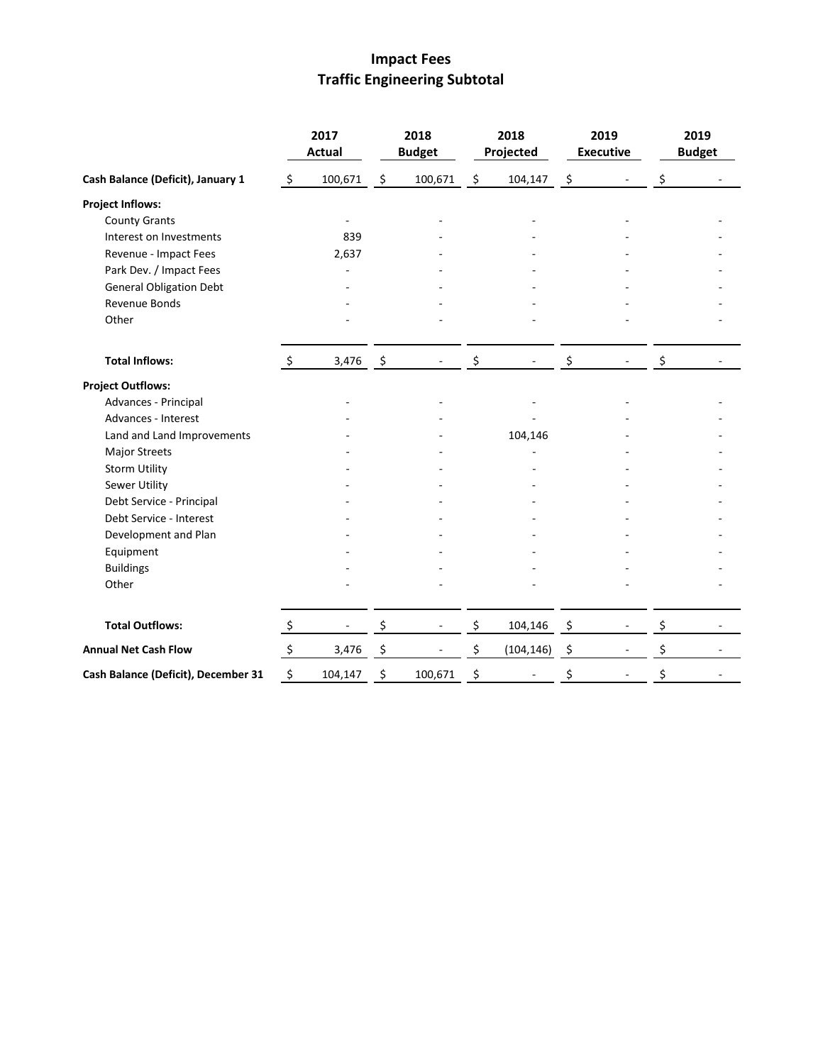# Impact Fees
## Traffic Engineering Subtotal

| | 2017 Actual | 2018 Budget | 2018 Projected | 2019 Executive | 2019 Budget |
|---|---|---|---|---|---|
| **Cash Balance (Deficit), January 1** | $ 100,671 | $ 100,671 | $ 104,147 | $ - | $ - |
| **Project Inflows:** | | | | | |
| County Grants | - | - | - | - | - |
| Interest on Investments | 839 | - | - | - | - |
| Revenue - Impact Fees | 2,637 | - | - | - | - |
| Park Dev. / Impact Fees | - | - | - | - | - |
| General Obligation Debt | - | - | - | - | - |
| Revenue Bonds | - | - | - | - | - |
| Other | - | - | - | - | - |
| **Total Inflows:** | $ 3,476 | $ - | $ - | $ - | $ - |
| **Project Outflows:** | | | | | |
| Advances - Principal | - | - | - | - | - |
| Advances - Interest | - | - | - | - | - |
| Land and Land Improvements | - | - | 104,146 | - | - |
| Major Streets | - | - | - | - | - |
| Storm Utility | - | - | - | - | - |
| Sewer Utility | - | - | - | - | - |
| Debt Service - Principal | - | - | - | - | - |
| Debt Service - Interest | - | - | - | - | - |
| Development and Plan | - | - | - | - | - |
| Equipment | - | - | - | - | - |
| Buildings | - | - | - | - | - |
| Other | - | - | - | - | - |
| **Total Outflows:** | $ - | $ - | $ 104,146 | $ - | $ - |
| **Annual Net Cash Flow** | $ 3,476 | $ - | $ (104,146) | $ - | $ - |
| **Cash Balance (Deficit), December 31** | $ 104,147 | $ 100,671 | $ - | $ - | $ - |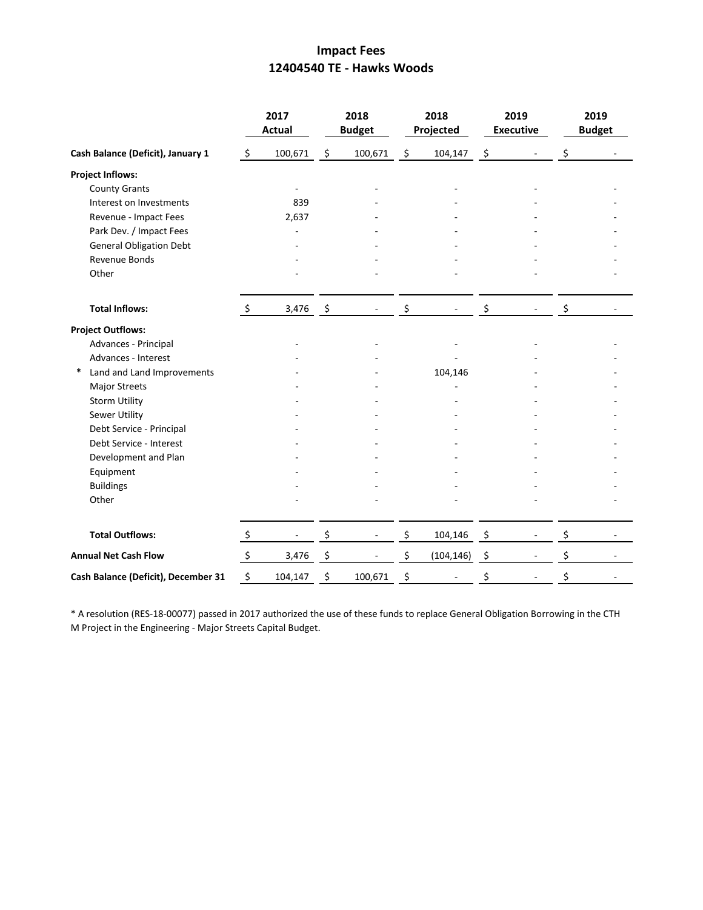# Impact Fees
## 12404540 TE - Hawks Woods

| | 2017 Actual | 2018 Budget | 2018 Projected | 2019 Executive | 2019 Budget |
|---|---|---|---|---|---|
| **Cash Balance (Deficit), January 1** | $ 100,671 | $ 100,671 | $ 104,147 | $ - | $ - |
| **Project Inflows:** | | | | | |
| County Grants | - | - | - | - | - |
| Interest on Investments | 839 | - | - | - | - |
| Revenue - Impact Fees | 2,637 | - | - | - | - |
| Park Dev. / Impact Fees | - | - | - | - | - |
| General Obligation Debt | - | - | - | - | - |
| Revenue Bonds | - | - | - | - | - |
| Other | - | - | - | - | - |
| **Total Inflows:** | $ 3,476 | $ - | $ - | $ - | $ - |
| **Project Outflows:** | | | | | |
| Advances - Principal | - | - | - | - | - |
| Advances - Interest | - | - | - | - | - |
| * Land and Land Improvements | - | - | 104,146 | - | - |
| Major Streets | - | - | - | - | - |
| Storm Utility | - | - | - | - | - |
| Sewer Utility | - | - | - | - | - |
| Debt Service - Principal | - | - | - | - | - |
| Debt Service - Interest | - | - | - | - | - |
| Development and Plan | - | - | - | - | - |
| Equipment | - | - | - | - | - |
| Buildings | - | - | - | - | - |
| Other | - | - | - | - | - |
| **Total Outflows:** | $ - | $ - | $ 104,146 | $ - | $ - |
| **Annual Net Cash Flow** | $ 3,476 | $ - | $ (104,146) | $ - | $ - |
| **Cash Balance (Deficit), December 31** | $ 104,147 | $ 100,671 | $ - | $ - | $ - |

* A resolution (RES-18-00077) passed in 2017 authorized the use of these funds to replace General Obligation Borrowing in the CTH M Project in the Engineering - Major Streets Capital Budget.